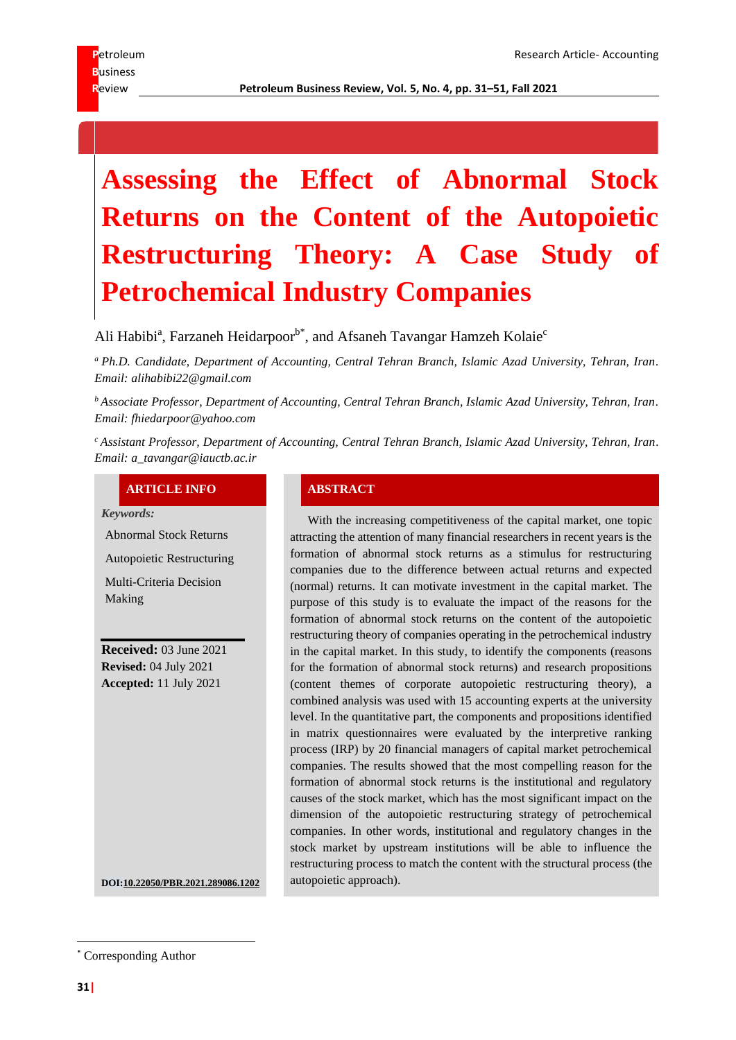# Assessing the Effect of Abnormal Stock Returns on the Content of the Autopoietic Restructuring Theory: A Case Study of Petrochemical Industry Companies

Ali Habibi[a], Farzaneh Heidarpoor[b*], and Afsaneh Tavangar Hamzeh Kolaie[c]

[a] *Ph.D. Candidate, Department of Accounting, Central Tehran Branch, Islamic Azad University, Tehran, Iran. Email: alihabibi22@gmail.com*

[b] *Associate Professor, Department of Accounting, Central Tehran Branch, Islamic Azad University, Tehran, Iran. Email: fhiedarpoor@yahoo.com*

[c] *Assistant Professor, Department of Accounting, Central Tehran Branch, Islamic Azad University, Tehran, Iran. Email: a_tavangar@iauctb.ac.ir*

**ARTICLE INFO**

***Keywords:***

Abnormal Stock Returns

Autopoietic Restructuring

Multi-Criteria Decision Making

**Received:** 03 June 2021
**Revised:** 04 July 2021
**Accepted:** 11 July 2021

**DOI:10.22050/PBR.2021.289086.1202**

**ABSTRACT**

With the increasing competitiveness of the capital market, one topic attracting the attention of many financial researchers in recent years is the formation of abnormal stock returns as a stimulus for restructuring companies due to the difference between actual returns and expected (normal) returns. It can motivate investment in the capital market. The purpose of this study is to evaluate the impact of the reasons for the formation of abnormal stock returns on the content of the autopoietic restructuring theory of companies operating in the petrochemical industry in the capital market. In this study, to identify the components (reasons for the formation of abnormal stock returns) and research propositions (content themes of corporate autopoietic restructuring theory), a combined analysis was used with 15 accounting experts at the university level. In the quantitative part, the components and propositions identified in matrix questionnaires were evaluated by the interpretive ranking process (IRP) by 20 financial managers of capital market petrochemical companies. The results showed that the most compelling reason for the formation of abnormal stock returns is the institutional and regulatory causes of the stock market, which has the most significant impact on the dimension of the autopoietic restructuring strategy of petrochemical companies. In other words, institutional and regulatory changes in the stock market by upstream institutions will be able to influence the restructuring process to match the content with the structural process (the autopoietic approach).

* Corresponding Author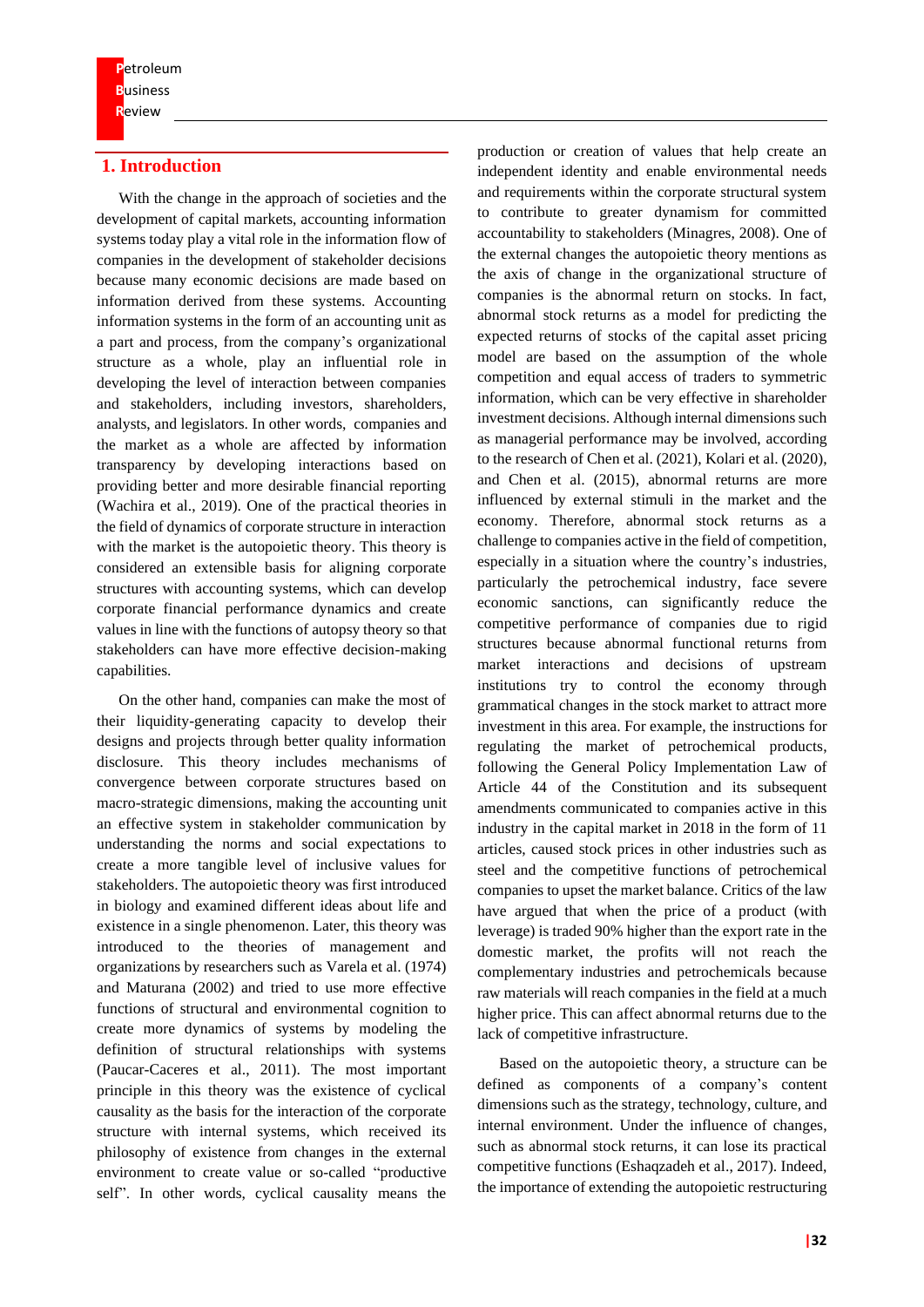## 1. Introduction

With the change in the approach of societies and the development of capital markets, accounting information systems today play a vital role in the information flow of companies in the development of stakeholder decisions because many economic decisions are made based on information derived from these systems. Accounting information systems in the form of an accounting unit as a part and process, from the company's organizational structure as a whole, play an influential role in developing the level of interaction between companies and stakeholders, including investors, shareholders, analysts, and legislators. In other words, companies and the market as a whole are affected by information transparency by developing interactions based on providing better and more desirable financial reporting (Wachira et al., 2019). One of the practical theories in the field of dynamics of corporate structure in interaction with the market is the autopoietic theory. This theory is considered an extensible basis for aligning corporate structures with accounting systems, which can develop corporate financial performance dynamics and create values in line with the functions of autopsy theory so that stakeholders can have more effective decision-making capabilities.

On the other hand, companies can make the most of their liquidity-generating capacity to develop their designs and projects through better quality information disclosure. This theory includes mechanisms of convergence between corporate structures based on macro-strategic dimensions, making the accounting unit an effective system in stakeholder communication by understanding the norms and social expectations to create a more tangible level of inclusive values for stakeholders. The autopoietic theory was first introduced in biology and examined different ideas about life and existence in a single phenomenon. Later, this theory was introduced to the theories of management and organizations by researchers such as Varela et al. (1974) and Maturana (2002) and tried to use more effective functions of structural and environmental cognition to create more dynamics of systems by modeling the definition of structural relationships with systems (Paucar-Caceres et al., 2011). The most important principle in this theory was the existence of cyclical causality as the basis for the interaction of the corporate structure with internal systems, which received its philosophy of existence from changes in the external environment to create value or so-called "productive self". In other words, cyclical causality means the production or creation of values that help create an independent identity and enable environmental needs and requirements within the corporate structural system to contribute to greater dynamism for committed accountability to stakeholders (Minagres, 2008). One of the external changes the autopoietic theory mentions as the axis of change in the organizational structure of companies is the abnormal return on stocks. In fact, abnormal stock returns as a model for predicting the expected returns of stocks of the capital asset pricing model are based on the assumption of the whole competition and equal access of traders to symmetric information, which can be very effective in shareholder investment decisions. Although internal dimensions such as managerial performance may be involved, according to the research of Chen et al. (2021), Kolari et al. (2020), and Chen et al. (2015), abnormal returns are more influenced by external stimuli in the market and the economy. Therefore, abnormal stock returns as a challenge to companies active in the field of competition, especially in a situation where the country's industries, particularly the petrochemical industry, face severe economic sanctions, can significantly reduce the competitive performance of companies due to rigid structures because abnormal functional returns from market interactions and decisions of upstream institutions try to control the economy through grammatical changes in the stock market to attract more investment in this area. For example, the instructions for regulating the market of petrochemical products, following the General Policy Implementation Law of Article 44 of the Constitution and its subsequent amendments communicated to companies active in this industry in the capital market in 2018 in the form of 11 articles, caused stock prices in other industries such as steel and the competitive functions of petrochemical companies to upset the market balance. Critics of the law have argued that when the price of a product (with leverage) is traded 90% higher than the export rate in the domestic market, the profits will not reach the complementary industries and petrochemicals because raw materials will reach companies in the field at a much higher price. This can affect abnormal returns due to the lack of competitive infrastructure.

Based on the autopoietic theory, a structure can be defined as components of a company's content dimensions such as the strategy, technology, culture, and internal environment. Under the influence of changes, such as abnormal stock returns, it can lose its practical competitive functions (Eshaqzadeh et al., 2017). Indeed, the importance of extending the autopoietic restructuring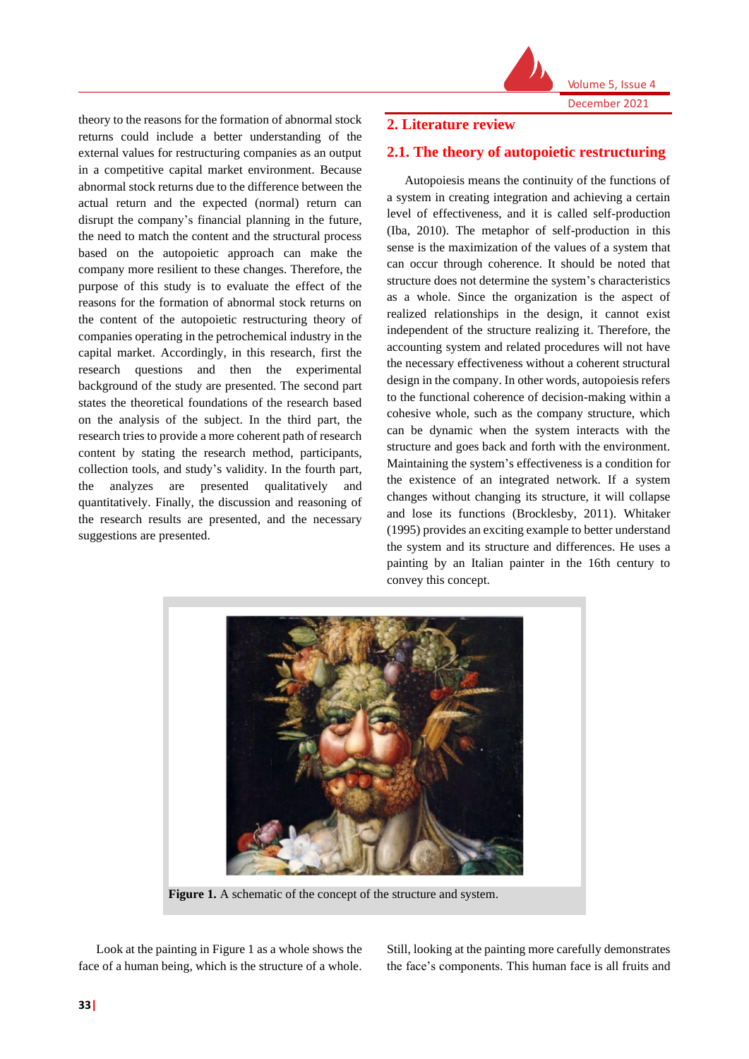theory to the reasons for the formation of abnormal stock returns could include a better understanding of the external values for restructuring companies as an output in a competitive capital market environment. Because abnormal stock returns due to the difference between the actual return and the expected (normal) return can disrupt the company's financial planning in the future, the need to match the content and the structural process based on the autopoietic approach can make the company more resilient to these changes. Therefore, the purpose of this study is to evaluate the effect of the reasons for the formation of abnormal stock returns on the content of the autopoietic restructuring theory of companies operating in the petrochemical industry in the capital market. Accordingly, in this research, first the research questions and then the experimental background of the study are presented. The second part states the theoretical foundations of the research based on the analysis of the subject. In the third part, the research tries to provide a more coherent path of research content by stating the research method, participants, collection tools, and study's validity. In the fourth part, the analyzes are presented qualitatively and quantitatively. Finally, the discussion and reasoning of the research results are presented, and the necessary suggestions are presented.

## 2. Literature review

### 2.1. The theory of autopoietic restructuring

Autopoiesis means the continuity of the functions of a system in creating integration and achieving a certain level of effectiveness, and it is called self-production (Iba, 2010). The metaphor of self-production in this sense is the maximization of the values of a system that can occur through coherence. It should be noted that structure does not determine the system's characteristics as a whole. Since the organization is the aspect of realized relationships in the design, it cannot exist independent of the structure realizing it. Therefore, the accounting system and related procedures will not have the necessary effectiveness without a coherent structural design in the company. In other words, autopoiesis refers to the functional coherence of decision-making within a cohesive whole, such as the company structure, which can be dynamic when the system interacts with the structure and goes back and forth with the environment. Maintaining the system's effectiveness is a condition for the existence of an integrated network. If a system changes without changing its structure, it will collapse and lose its functions (Brocklesby, 2011). Whitaker (1995) provides an exciting example to better understand the system and its structure and differences. He uses a painting by an Italian painter in the 16th century to convey this concept.

**Figure 1.** A schematic of the concept of the structure and system.

Look at the painting in Figure 1 as a whole shows the face of a human being, which is the structure of a whole. Still, looking at the painting more carefully demonstrates the face's components. This human face is all fruits and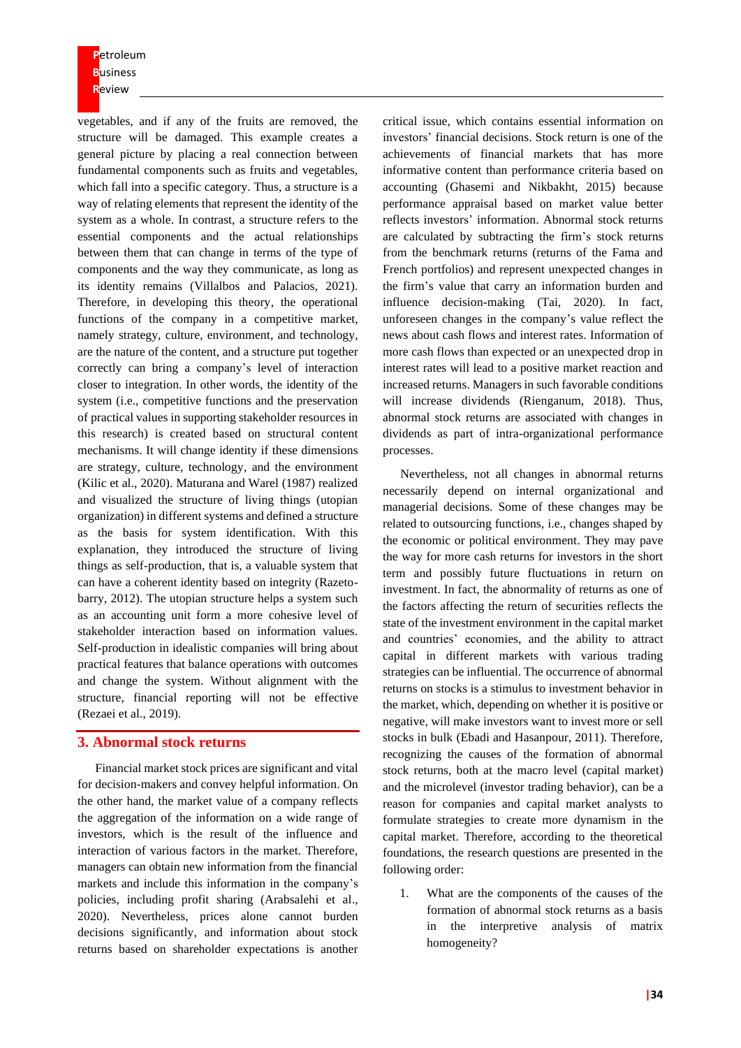vegetables, and if any of the fruits are removed, the structure will be damaged. This example creates a general picture by placing a real connection between fundamental components such as fruits and vegetables, which fall into a specific category. Thus, a structure is a way of relating elements that represent the identity of the system as a whole. In contrast, a structure refers to the essential components and the actual relationships between them that can change in terms of the type of components and the way they communicate, as long as its identity remains (Villalbos and Palacios, 2021). Therefore, in developing this theory, the operational functions of the company in a competitive market, namely strategy, culture, environment, and technology, are the nature of the content, and a structure put together correctly can bring a company's level of interaction closer to integration. In other words, the identity of the system (i.e., competitive functions and the preservation of practical values in supporting stakeholder resources in this research) is created based on structural content mechanisms. It will change identity if these dimensions are strategy, culture, technology, and the environment (Kilic et al., 2020). Maturana and Warel (1987) realized and visualized the structure of living things (utopian organization) in different systems and defined a structure as the basis for system identification. With this explanation, they introduced the structure of living things as self-production, that is, a valuable system that can have a coherent identity based on integrity (Razeto-barry, 2012). The utopian structure helps a system such as an accounting unit form a more cohesive level of stakeholder interaction based on information values. Self-production in idealistic companies will bring about practical features that balance operations with outcomes and change the system. Without alignment with the structure, financial reporting will not be effective (Rezaei et al., 2019).

## 3. Abnormal stock returns

Financial market stock prices are significant and vital for decision-makers and convey helpful information. On the other hand, the market value of a company reflects the aggregation of the information on a wide range of investors, which is the result of the influence and interaction of various factors in the market. Therefore, managers can obtain new information from the financial markets and include this information in the company's policies, including profit sharing (Arabsalehi et al., 2020). Nevertheless, prices alone cannot burden decisions significantly, and information about stock returns based on shareholder expectations is another critical issue, which contains essential information on investors' financial decisions. Stock return is one of the achievements of financial markets that has more informative content than performance criteria based on accounting (Ghasemi and Nikbakht, 2015) because performance appraisal based on market value better reflects investors' information. Abnormal stock returns are calculated by subtracting the firm's stock returns from the benchmark returns (returns of the Fama and French portfolios) and represent unexpected changes in the firm's value that carry an information burden and influence decision-making (Tai, 2020). In fact, unforeseen changes in the company's value reflect the news about cash flows and interest rates. Information of more cash flows than expected or an unexpected drop in interest rates will lead to a positive market reaction and increased returns. Managers in such favorable conditions will increase dividends (Rienganum, 2018). Thus, abnormal stock returns are associated with changes in dividends as part of intra-organizational performance processes.

Nevertheless, not all changes in abnormal returns necessarily depend on internal organizational and managerial decisions. Some of these changes may be related to outsourcing functions, i.e., changes shaped by the economic or political environment. They may pave the way for more cash returns for investors in the short term and possibly future fluctuations in return on investment. In fact, the abnormality of returns as one of the factors affecting the return of securities reflects the state of the investment environment in the capital market and countries' economies, and the ability to attract capital in different markets with various trading strategies can be influential. The occurrence of abnormal returns on stocks is a stimulus to investment behavior in the market, which, depending on whether it is positive or negative, will make investors want to invest more or sell stocks in bulk (Ebadi and Hasanpour, 2011). Therefore, recognizing the causes of the formation of abnormal stock returns, both at the macro level (capital market) and the microlevel (investor trading behavior), can be a reason for companies and capital market analysts to formulate strategies to create more dynamism in the capital market. Therefore, according to the theoretical foundations, the research questions are presented in the following order:

1. What are the components of the causes of the formation of abnormal stock returns as a basis in the interpretive analysis of matrix homogeneity?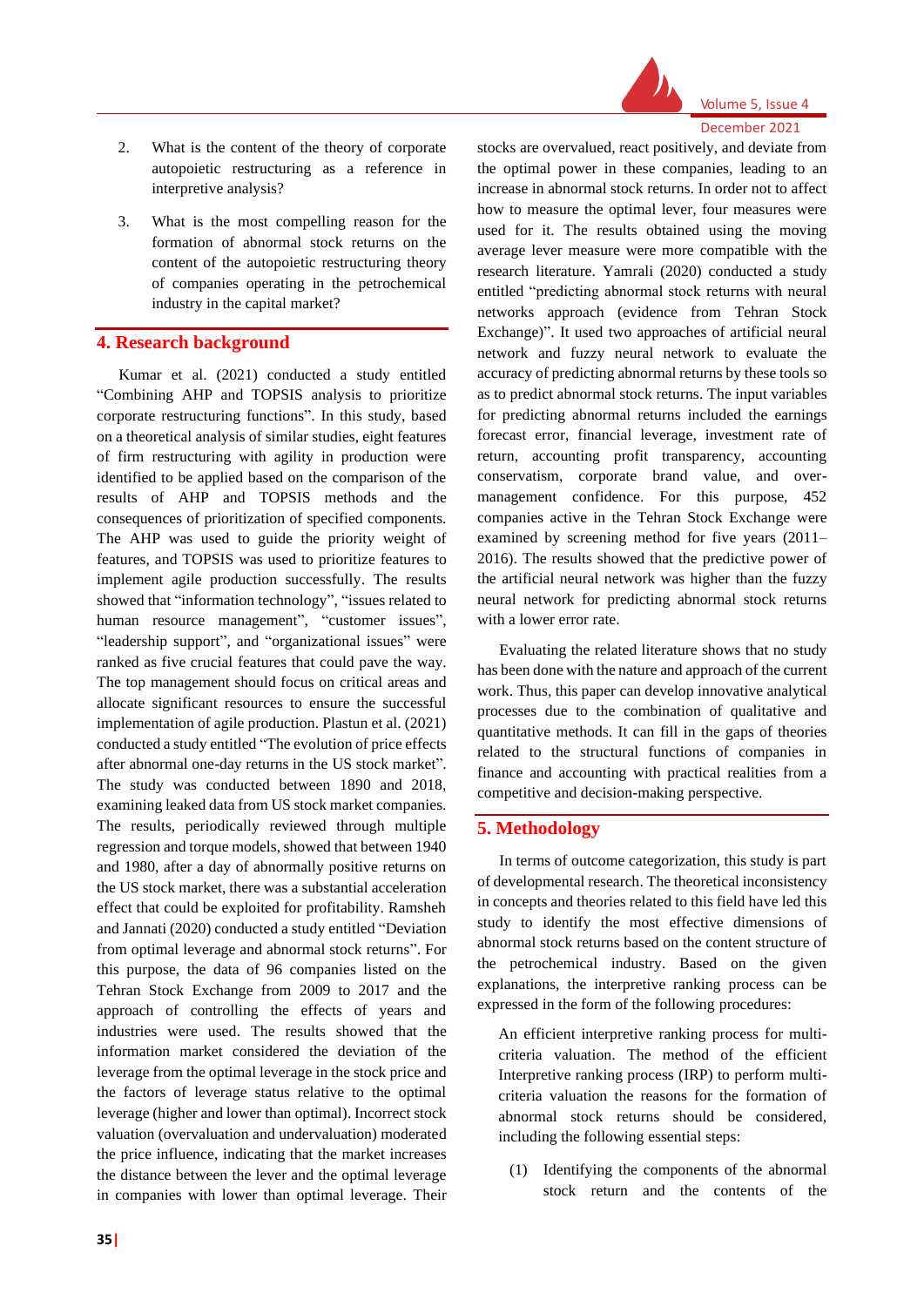2. What is the content of the theory of corporate autopoietic restructuring as a reference in interpretive analysis?

3. What is the most compelling reason for the formation of abnormal stock returns on the content of the autopoietic restructuring theory of companies operating in the petrochemical industry in the capital market?

## 4. Research background

Kumar et al. (2021) conducted a study entitled "Combining AHP and TOPSIS analysis to prioritize corporate restructuring functions". In this study, based on a theoretical analysis of similar studies, eight features of firm restructuring with agility in production were identified to be applied based on the comparison of the results of AHP and TOPSIS methods and the consequences of prioritization of specified components. The AHP was used to guide the priority weight of features, and TOPSIS was used to prioritize features to implement agile production successfully. The results showed that "information technology", "issues related to human resource management", "customer issues", "leadership support", and "organizational issues" were ranked as five crucial features that could pave the way. The top management should focus on critical areas and allocate significant resources to ensure the successful implementation of agile production. Plastun et al. (2021) conducted a study entitled "The evolution of price effects after abnormal one-day returns in the US stock market". The study was conducted between 1890 and 2018, examining leaked data from US stock market companies. The results, periodically reviewed through multiple regression and torque models, showed that between 1940 and 1980, after a day of abnormally positive returns on the US stock market, there was a substantial acceleration effect that could be exploited for profitability. Ramsheh and Jannati (2020) conducted a study entitled "Deviation from optimal leverage and abnormal stock returns". For this purpose, the data of 96 companies listed on the Tehran Stock Exchange from 2009 to 2017 and the approach of controlling the effects of years and industries were used. The results showed that the information market considered the deviation of the leverage from the optimal leverage in the stock price and the factors of leverage status relative to the optimal leverage (higher and lower than optimal). Incorrect stock valuation (overvaluation and undervaluation) moderated the price influence, indicating that the market increases the distance between the lever and the optimal leverage in companies with lower than optimal leverage. Their stocks are overvalued, react positively, and deviate from the optimal power in these companies, leading to an increase in abnormal stock returns. In order not to affect how to measure the optimal lever, four measures were used for it. The results obtained using the moving average lever measure were more compatible with the research literature. Yamrali (2020) conducted a study entitled "predicting abnormal stock returns with neural networks approach (evidence from Tehran Stock Exchange)". It used two approaches of artificial neural network and fuzzy neural network to evaluate the accuracy of predicting abnormal returns by these tools so as to predict abnormal stock returns. The input variables for predicting abnormal returns included the earnings forecast error, financial leverage, investment rate of return, accounting profit transparency, accounting conservatism, corporate brand value, and over-management confidence. For this purpose, 452 companies active in the Tehran Stock Exchange were examined by screening method for five years (2011–2016). The results showed that the predictive power of the artificial neural network was higher than the fuzzy neural network for predicting abnormal stock returns with a lower error rate.

Evaluating the related literature shows that no study has been done with the nature and approach of the current work. Thus, this paper can develop innovative analytical processes due to the combination of qualitative and quantitative methods. It can fill in the gaps of theories related to the structural functions of companies in finance and accounting with practical realities from a competitive and decision-making perspective.

## 5. Methodology

In terms of outcome categorization, this study is part of developmental research. The theoretical inconsistency in concepts and theories related to this field have led this study to identify the most effective dimensions of abnormal stock returns based on the content structure of the petrochemical industry. Based on the given explanations, the interpretive ranking process can be expressed in the form of the following procedures:

An efficient interpretive ranking process for multi-criteria valuation. The method of the efficient Interpretive ranking process (IRP) to perform multi-criteria valuation the reasons for the formation of abnormal stock returns should be considered, including the following essential steps:

(1) Identifying the components of the abnormal stock return and the contents of the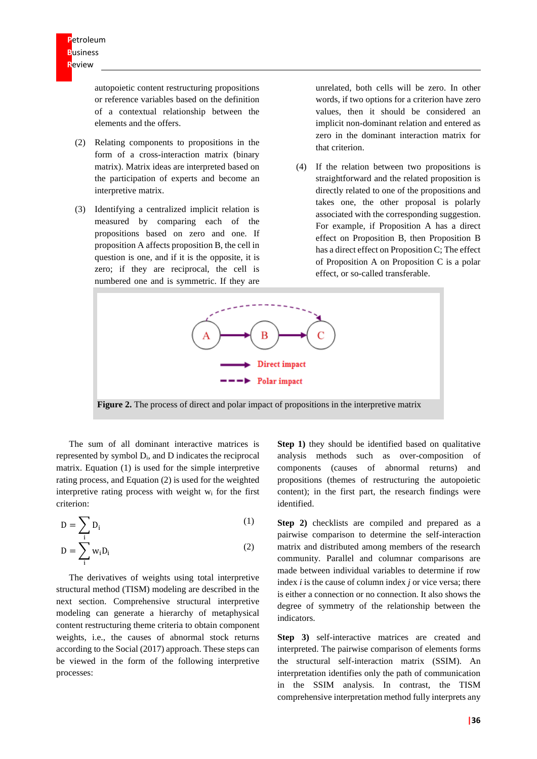autopoietic content restructuring propositions or reference variables based on the definition of a contextual relationship between the elements and the offers.

(2) Relating components to propositions in the form of a cross-interaction matrix (binary matrix). Matrix ideas are interpreted based on the participation of experts and become an interpretive matrix.

(3) Identifying a centralized implicit relation is measured by comparing each of the propositions based on zero and one. If proposition A affects proposition B, the cell in question is one, and if it is the opposite, it is zero; if they are reciprocal, the cell is numbered one and is symmetric. If they are unrelated, both cells will be zero. In other words, if two options for a criterion have zero values, then it should be considered an implicit non-dominant relation and entered as zero in the dominant interaction matrix for that criterion.

(4) If the relation between two propositions is straightforward and the related proposition is directly related to one of the propositions and takes one, the other proposal is polarly associated with the corresponding suggestion. For example, if Proposition A has a direct effect on Proposition B, then Proposition B has a direct effect on Proposition C; The effect of Proposition A on Proposition C is a polar effect, or so-called transferable.

**Figure 2.** The process of direct and polar impact of propositions in the interpretive matrix

The sum of all dominant interactive matrices is represented by symbol $D_i$, and D indicates the reciprocal matrix. Equation (1) is used for the simple interpretive rating process, and Equation (2) is used for the weighted interpretive rating process with weight $w_i$ for the first criterion:

$$D = \sum_i D_i \tag{1}$$

$$D = \sum_i w_i D_i \tag{2}$$

The derivatives of weights using total interpretive structural method (TISM) modeling are described in the next section. Comprehensive structural interpretive modeling can generate a hierarchy of metaphysical content restructuring theme criteria to obtain component weights, i.e., the causes of abnormal stock returns according to the Social (2017) approach. These steps can be viewed in the form of the following interpretive processes:

**Step 1)** they should be identified based on qualitative analysis methods such as over-composition of components (causes of abnormal returns) and propositions (themes of restructuring the autopoietic content); in the first part, the research findings were identified.

**Step 2)** checklists are compiled and prepared as a pairwise comparison to determine the self-interaction matrix and distributed among members of the research community. Parallel and columnar comparisons are made between individual variables to determine if row index *i* is the cause of column index *j* or vice versa; there is either a connection or no connection. It also shows the degree of symmetry of the relationship between the indicators.

**Step 3)** self-interactive matrices are created and interpreted. The pairwise comparison of elements forms the structural self-interaction matrix (SSIM). An interpretation identifies only the path of communication in the SSIM analysis. In contrast, the TISM comprehensive interpretation method fully interprets any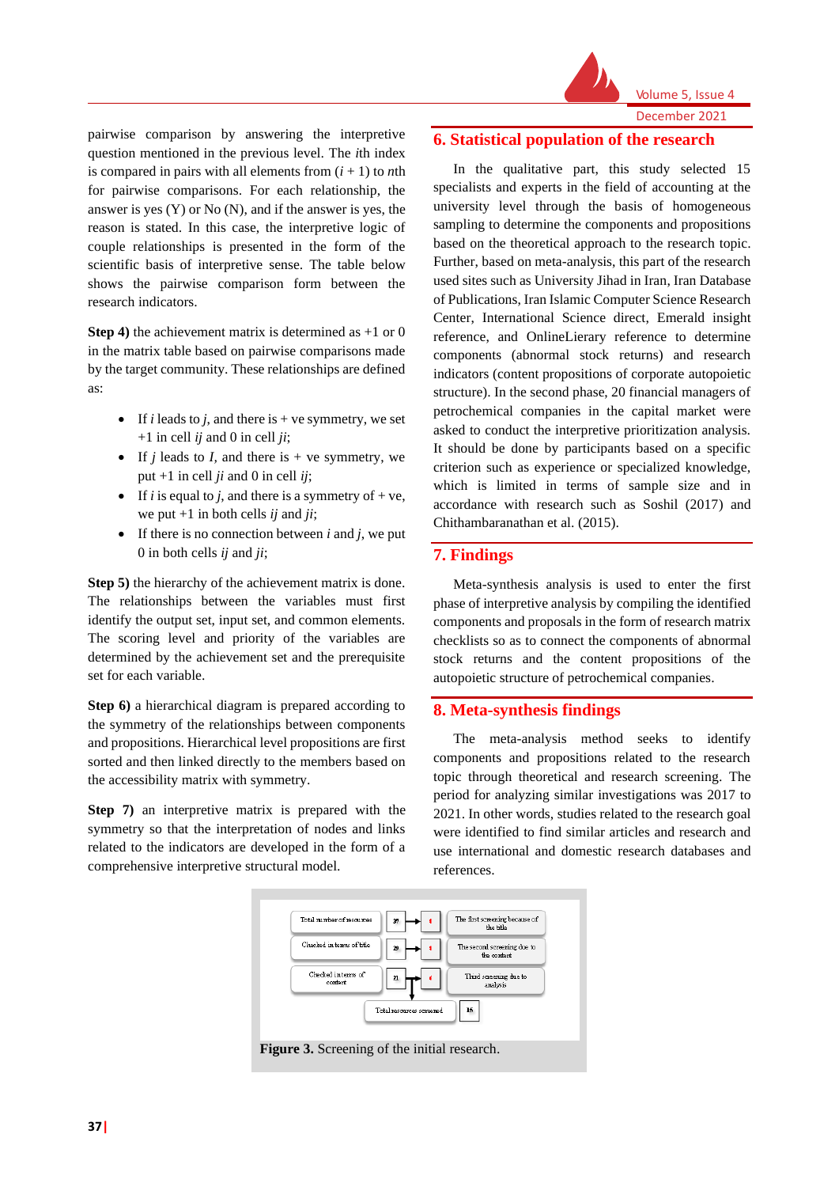pairwise comparison by answering the interpretive question mentioned in the previous level. The *i*th index is compared in pairs with all elements from $(i + 1)$ to $n$th for pairwise comparisons. For each relationship, the answer is yes (Y) or No (N), and if the answer is yes, the reason is stated. In this case, the interpretive logic of couple relationships is presented in the form of the scientific basis of interpretive sense. The table below shows the pairwise comparison form between the research indicators.

**Step 4)** the achievement matrix is determined as +1 or 0 in the matrix table based on pairwise comparisons made by the target community. These relationships are defined as:

- If $i$ leads to $j$, and there is + ve symmetry, we set +1 in cell $ij$ and 0 in cell $ji$;
- If $j$ leads to $I$, and there is + ve symmetry, we put +1 in cell $ji$ and 0 in cell $ij$;
- If $i$ is equal to $j$, and there is a symmetry of + ve, we put +1 in both cells $ij$ and $ji$;
- If there is no connection between $i$ and $j$, we put 0 in both cells $ij$ and $ji$;

**Step 5)** the hierarchy of the achievement matrix is done. The relationships between the variables must first identify the output set, input set, and common elements. The scoring level and priority of the variables are determined by the achievement set and the prerequisite set for each variable.

**Step 6)** a hierarchical diagram is prepared according to the symmetry of the relationships between components and propositions. Hierarchical level propositions are first sorted and then linked directly to the members based on the accessibility matrix with symmetry.

**Step 7)** an interpretive matrix is prepared with the symmetry so that the interpretation of nodes and links related to the indicators are developed in the form of a comprehensive interpretive structural model.

## 6. Statistical population of the research

In the qualitative part, this study selected 15 specialists and experts in the field of accounting at the university level through the basis of homogeneous sampling to determine the components and propositions based on the theoretical approach to the research topic. Further, based on meta-analysis, this part of the research used sites such as University Jihad in Iran, Iran Database of Publications, Iran Islamic Computer Science Research Center, International Science direct, Emerald insight reference, and OnlineLierary reference to determine components (abnormal stock returns) and research indicators (content propositions of corporate autopoietic structure). In the second phase, 20 financial managers of petrochemical companies in the capital market were asked to conduct the interpretive prioritization analysis. It should be done by participants based on a specific criterion such as experience or specialized knowledge, which is limited in terms of sample size and in accordance with research such as Soshil (2017) and Chithambaranathan et al. (2015).

## 7. Findings

Meta-synthesis analysis is used to enter the first phase of interpretive analysis by compiling the identified components and proposals in the form of research matrix checklists so as to connect the components of abnormal stock returns and the content propositions of the autopoietic structure of petrochemical companies.

## 8. Meta-synthesis findings

The meta-analysis method seeks to identify components and propositions related to the research topic through theoretical and research screening. The period for analyzing similar investigations was 2017 to 2021. In other words, studies related to the research goal were identified to find similar articles and research and use international and domestic research databases and references.

**Figure 3.** Screening of the initial research.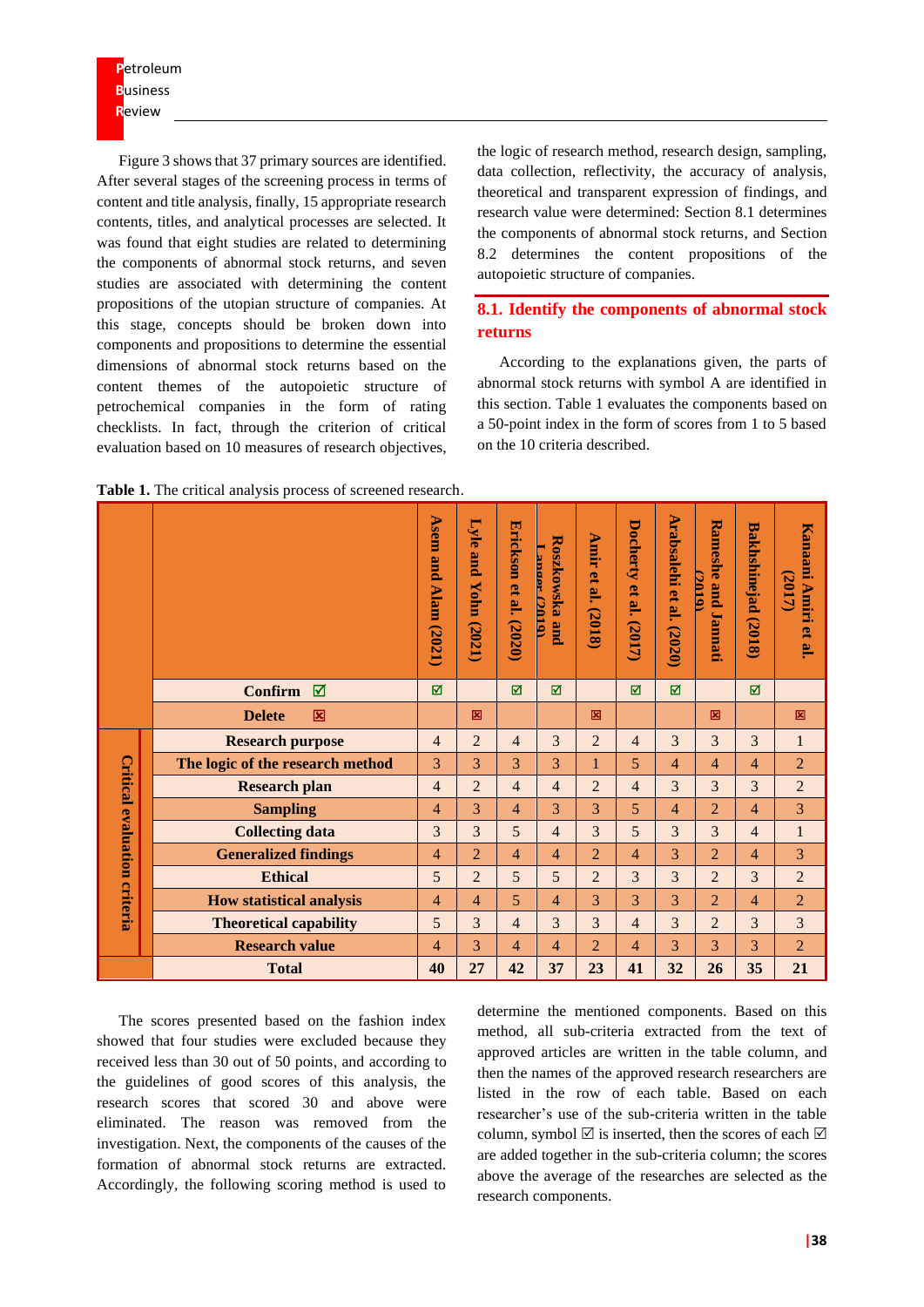Figure 3 shows that 37 primary sources are identified. After several stages of the screening process in terms of content and title analysis, finally, 15 appropriate research contents, titles, and analytical processes are selected. It was found that eight studies are related to determining the components of abnormal stock returns, and seven studies are associated with determining the content propositions of the utopian structure of companies. At this stage, concepts should be broken down into components and propositions to determine the essential dimensions of abnormal stock returns based on the content themes of the autopoietic structure of petrochemical companies in the form of rating checklists. In fact, through the criterion of critical evaluation based on 10 measures of research objectives, the logic of research method, research design, sampling, data collection, reflectivity, the accuracy of analysis, theoretical and transparent expression of findings, and research value were determined: Section 8.1 determines the components of abnormal stock returns, and Section 8.2 determines the content propositions of the autopoietic structure of companies.

## 8.1. Identify the components of abnormal stock returns

According to the explanations given, the parts of abnormal stock returns with symbol A are identified in this section. Table 1 evaluates the components based on a 50-point index in the form of scores from 1 to 5 based on the 10 criteria described.

**Table 1.** The critical analysis process of screened research.

| | | Asem and Alam (2021) | Lyle and Yohn (2021) | Erickson et al. (2020) | Roszkowska and Langer (2019) | Amir et al. (2018) | Docherty et al. (2017) | Arabsalehi et al. (2020) | Rameshe and Jannati (2019) | Bakhshinejad (2018) | Kanaani Amiri et al. (2017) |
|---|---|---|---|---|---|---|---|---|---|---|---|
| | **Confirm ☑** | ☑ | | ☑ | ☑ | | ☑ | ☑ | | ☑ | |
| | **Delete ☒** | | ☒ | | | ☒ | | | ☒ | | ☒ |
| Critical evaluation criteria | **Research purpose** | 4 | 2 | 4 | 3 | 2 | 4 | 3 | 3 | 3 | 1 |
| | **The logic of the research method** | 3 | 3 | 3 | 3 | 1 | 5 | 4 | 4 | 4 | 2 |
| | **Research plan** | 4 | 2 | 4 | 4 | 2 | 4 | 3 | 3 | 3 | 2 |
| | **Sampling** | 4 | 3 | 4 | 3 | 3 | 5 | 4 | 2 | 4 | 3 |
| | **Collecting data** | 3 | 3 | 5 | 4 | 3 | 5 | 3 | 3 | 4 | 1 |
| | **Generalized findings** | 4 | 2 | 4 | 4 | 2 | 4 | 3 | 2 | 4 | 3 |
| | **Ethical** | 5 | 2 | 5 | 5 | 2 | 3 | 3 | 2 | 3 | 2 |
| | **How statistical analysis** | 4 | 4 | 5 | 4 | 3 | 3 | 3 | 2 | 4 | 2 |
| | **Theoretical capability** | 5 | 3 | 4 | 3 | 3 | 4 | 3 | 2 | 3 | 3 |
| | **Research value** | 4 | 3 | 4 | 4 | 2 | 4 | 3 | 3 | 3 | 2 |
| | **Total** | **40** | **27** | **42** | **37** | **23** | **41** | **32** | **26** | **35** | **21** |

The scores presented based on the fashion index showed that four studies were excluded because they received less than 30 out of 50 points, and according to the guidelines of good scores of this analysis, the research scores that scored 30 and above were eliminated. The reason was removed from the investigation. Next, the components of the causes of the formation of abnormal stock returns are extracted. Accordingly, the following scoring method is used to determine the mentioned components. Based on this method, all sub-criteria extracted from the text of approved articles are written in the table column, and then the names of the approved research researchers are listed in the row of each table. Based on each researcher's use of the sub-criteria written in the table column, symbol ☑ is inserted, then the scores of each ☑ are added together in the sub-criteria column; the scores above the average of the researches are selected as the research components.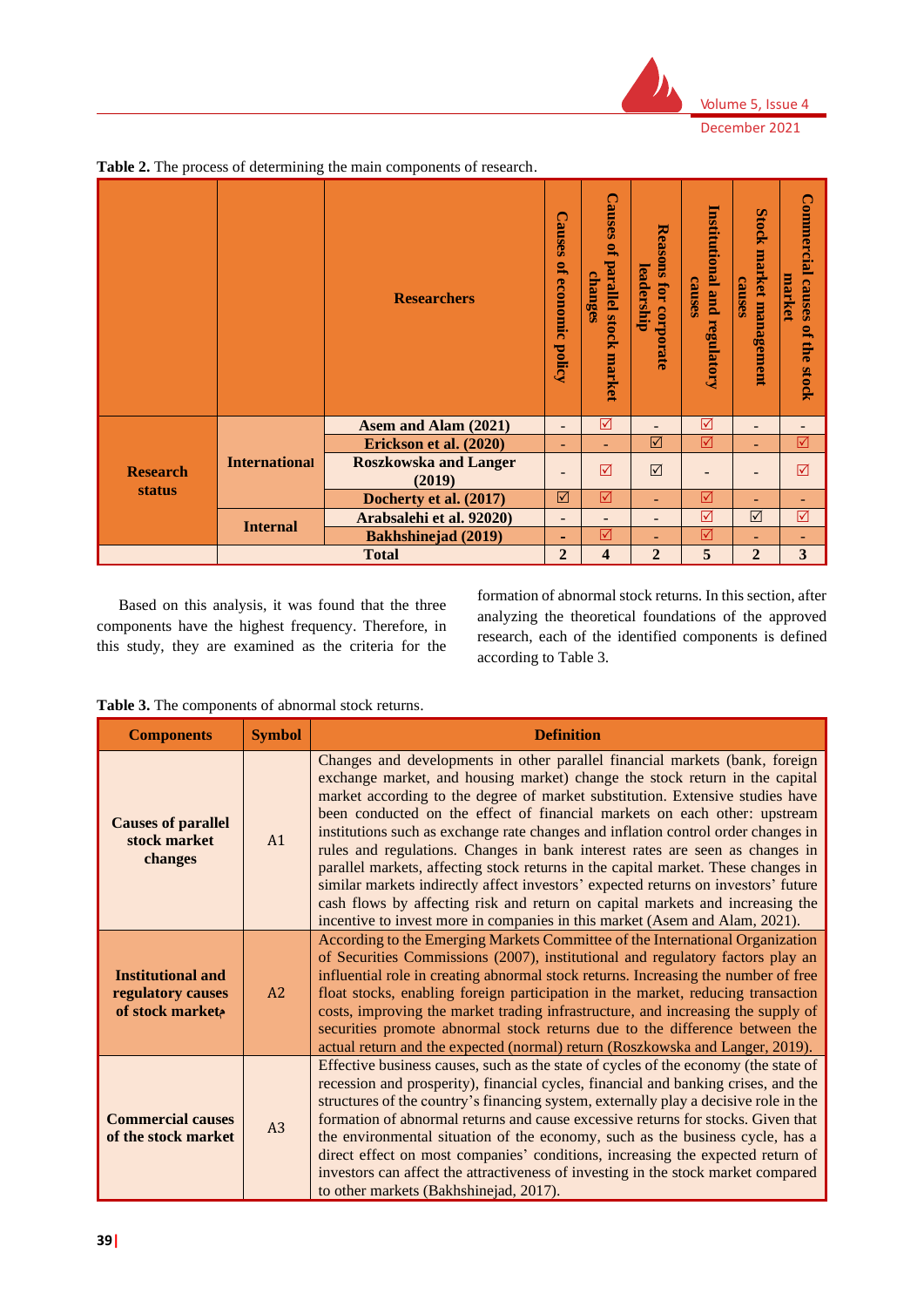**Table 2.** The process of determining the main components of research.

| | | Researchers | Causes of economic policy | Causes of parallel stock market changes | Reasons for corporate leadership | Institutional and regulatory causes | Stock market management causes | Commercial causes of the stock market |
|---|---|---|---|---|---|---|---|---|
| **Research status** | **International** | **Asem and Alam (2021)** | - | ☑ | - | ☑ | - | - |
| | | **Erickson et al. (2020)** | - | - | ☑ | ☑ | - | ☑ |
| | | **Roszkowska and Langer (2019)** | - | ☑ | ☑ | - | - | ☑ |
| | | **Docherty et al. (2017)** | ☑ | ☑ | - | ☑ | - | - |
| | **Internal** | **Arabsalehi et al. 92020)** | - | - | - | ☑ | ☑ | ☑ |
| | | **Bakhshinejad (2019)** | - | ☑ | - | ☑ | - | - |
| | | **Total** | **2** | **4** | **2** | **5** | **2** | **3** |

Based on this analysis, it was found that the three components have the highest frequency. Therefore, in this study, they are examined as the criteria for the formation of abnormal stock returns. In this section, after analyzing the theoretical foundations of the approved research, each of the identified components is defined according to Table 3.

**Table 3.** The components of abnormal stock returns.

| Components | Symbol | Definition |
|---|---|---|
| **Causes of parallel stock market changes** | A1 | Changes and developments in other parallel financial markets (bank, foreign exchange market, and housing market) change the stock return in the capital market according to the degree of market substitution. Extensive studies have been conducted on the effect of financial markets on each other: upstream institutions such as exchange rate changes and inflation control order changes in rules and regulations. Changes in bank interest rates are seen as changes in parallel markets, affecting stock returns in the capital market. These changes in similar markets indirectly affect investors' expected returns on investors' future cash flows by affecting risk and return on capital markets and increasing the incentive to invest more in companies in this market (Asem and Alam, 2021). |
| **Institutional and regulatory causes of stock market** | A2 | According to the Emerging Markets Committee of the International Organization of Securities Commissions (2007), institutional and regulatory factors play an influential role in creating abnormal stock returns. Increasing the number of free float stocks, enabling foreign participation in the market, reducing transaction costs, improving the market trading infrastructure, and increasing the supply of securities promote abnormal stock returns due to the difference between the actual return and the expected (normal) return (Roszkowska and Langer, 2019). |
| **Commercial causes of the stock market** | A3 | Effective business causes, such as the state of cycles of the economy (the state of recession and prosperity), financial cycles, financial and banking crises, and the structures of the country's financing system, externally play a decisive role in the formation of abnormal returns and cause excessive returns for stocks. Given that the environmental situation of the economy, such as the business cycle, has a direct effect on most companies' conditions, increasing the expected return of investors can affect the attractiveness of investing in the stock market compared to other markets (Bakhshinejad, 2017). |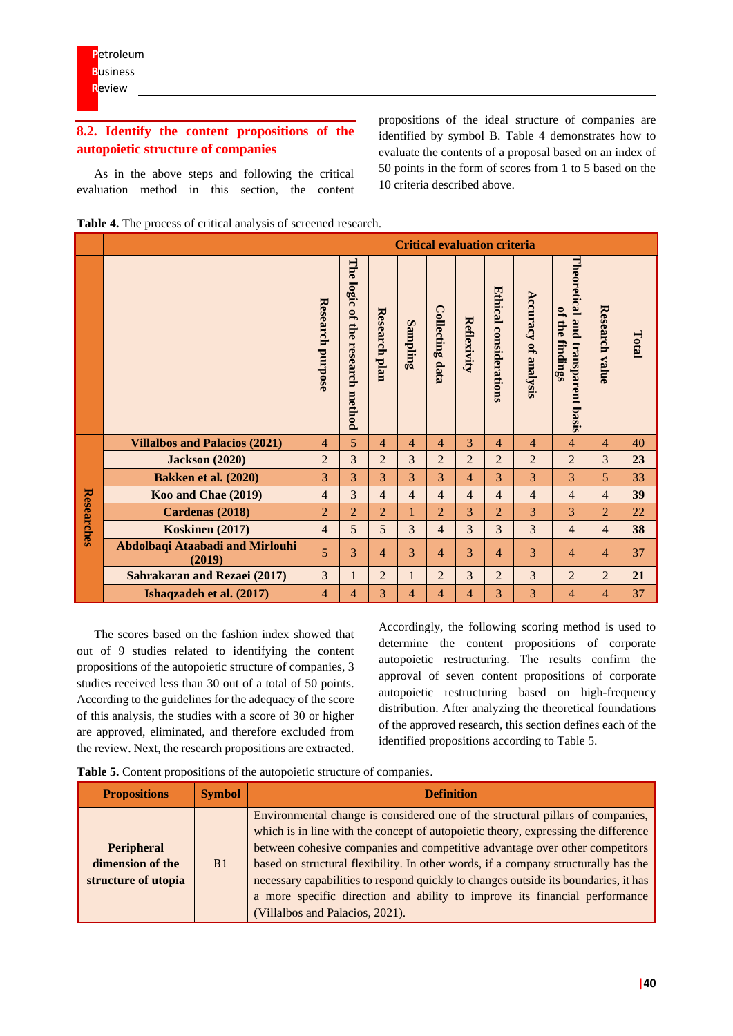### 8.2. Identify the content propositions of the autopoietic structure of companies

As in the above steps and following the critical evaluation method in this section, the content propositions of the ideal structure of companies are identified by symbol B. Table 4 demonstrates how to evaluate the contents of a proposal based on an index of 50 points in the form of scores from 1 to 5 based on the 10 criteria described above.

**Table 4.** The process of critical analysis of screened research.

| | | Critical evaluation criteria | | | | | | | | | | |
|---|---|---|---|---|---|---|---|---|---|---|---|---|
| | | Research purpose | The logic of the research method | Research plan | Sampling | Collecting data | Reflexivity | Ethical considerations | Accuracy of analysis | Theoretical and transparent basis of the findings | Research value | Total |
| Researches | **Villalbos and Palacios (2021)** | 4 | 5 | 4 | 4 | 4 | 3 | 4 | 4 | 4 | 4 | 40 |
| | **Jackson (2020)** | 2 | 3 | 2 | 3 | 2 | 2 | 2 | 2 | 2 | 3 | **23** |
| | **Bakken et al. (2020)** | 3 | 3 | 3 | 3 | 3 | 4 | 3 | 3 | 3 | 5 | 33 |
| | **Koo and Chae (2019)** | 4 | 3 | 4 | 4 | 4 | 4 | 4 | 4 | 4 | 4 | **39** |
| | **Cardenas (2018)** | 2 | 2 | 2 | 1 | 2 | 3 | 2 | 3 | 3 | 2 | 22 |
| | **Koskinen (2017)** | 4 | 5 | 5 | 3 | 4 | 3 | 3 | 3 | 4 | 4 | **38** |
| | **Abdolbaqi Ataabadi and Mirlouhi (2019)** | 5 | 3 | 4 | 3 | 4 | 3 | 4 | 3 | 4 | 4 | 37 |
| | **Sahrakaran and Rezaei (2017)** | 3 | 1 | 2 | 1 | 2 | 3 | 2 | 3 | 2 | 2 | **21** |
| | **Ishaqzadeh et al. (2017)** | 4 | 4 | 3 | 4 | 4 | 4 | 3 | 3 | 4 | 4 | 37 |

The scores based on the fashion index showed that out of 9 studies related to identifying the content propositions of the autopoietic structure of companies, 3 studies received less than 30 out of a total of 50 points. According to the guidelines for the adequacy of the score of this analysis, the studies with a score of 30 or higher are approved, eliminated, and therefore excluded from the review. Next, the research propositions are extracted. Accordingly, the following scoring method is used to determine the content propositions of corporate autopoietic restructuring. The results confirm the approval of seven content propositions of corporate autopoietic restructuring based on high-frequency distribution. After analyzing the theoretical foundations of the approved research, this section defines each of the identified propositions according to Table 5.

**Table 5.** Content propositions of the autopoietic structure of companies.

| Propositions | Symbol | Definition |
|---|---|---|
| **Peripheral dimension of the structure of utopia** | B1 | Environmental change is considered one of the structural pillars of companies, which is in line with the concept of autopoietic theory, expressing the difference between cohesive companies and competitive advantage over other competitors based on structural flexibility. In other words, if a company structurally has the necessary capabilities to respond quickly to changes outside its boundaries, it has a more specific direction and ability to improve its financial performance (Villalbos and Palacios, 2021). |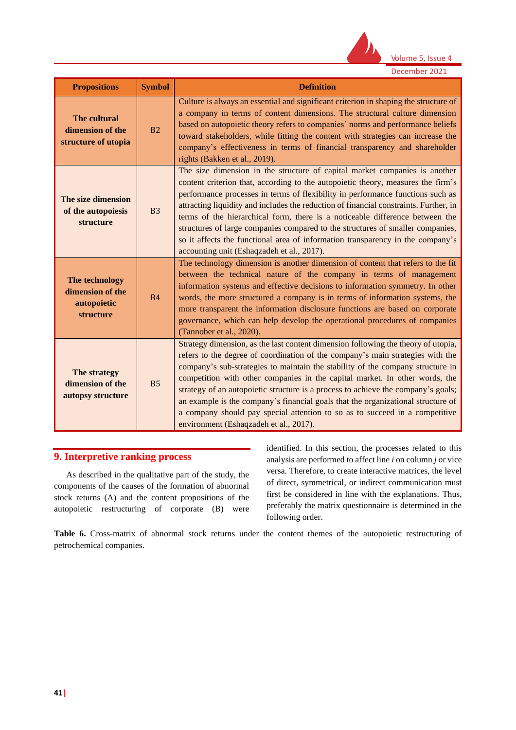| Propositions | Symbol | Definition |
|---|---|---|
| **The cultural dimension of the structure of utopia** | B2 | Culture is always an essential and significant criterion in shaping the structure of a company in terms of content dimensions. The structural culture dimension based on autopoietic theory refers to companies' norms and performance beliefs toward stakeholders, while fitting the content with strategies can increase the company's effectiveness in terms of financial transparency and shareholder rights (Bakken et al., 2019). |
| **The size dimension of the autopoiesis structure** | B3 | The size dimension in the structure of capital market companies is another content criterion that, according to the autopoietic theory, measures the firm's performance processes in terms of flexibility in performance functions such as attracting liquidity and includes the reduction of financial constraints. Further, in terms of the hierarchical form, there is a noticeable difference between the structures of large companies compared to the structures of smaller companies, so it affects the functional area of information transparency in the company's accounting unit (Eshaqzadeh et al., 2017). |
| **The technology dimension of the autopoietic structure** | B4 | The technology dimension is another dimension of content that refers to the fit between the technical nature of the company in terms of management information systems and effective decisions to information symmetry. In other words, the more structured a company is in terms of information systems, the more transparent the information disclosure functions are based on corporate governance, which can help develop the operational procedures of companies (Tannober et al., 2020). |
| **The strategy dimension of the autopsy structure** | B5 | Strategy dimension, as the last content dimension following the theory of utopia, refers to the degree of coordination of the company's main strategies with the company's sub-strategies to maintain the stability of the company structure in competition with other companies in the capital market. In other words, the strategy of an autopoietic structure is a process to achieve the company's goals; an example is the company's financial goals that the organizational structure of a company should pay special attention to so as to succeed in a competitive environment (Eshaqzadeh et al., 2017). |

## 9. Interpretive ranking process

As described in the qualitative part of the study, the components of the causes of the formation of abnormal stock returns (A) and the content propositions of the autopoietic restructuring of corporate (B) were identified. In this section, the processes related to this analysis are performed to affect line *i* on column *j* or vice versa. Therefore, to create interactive matrices, the level of direct, symmetrical, or indirect communication must first be considered in line with the explanations. Thus, preferably the matrix questionnaire is determined in the following order.

**Table 6.** Cross-matrix of abnormal stock returns under the content themes of the autopoietic restructuring of petrochemical companies.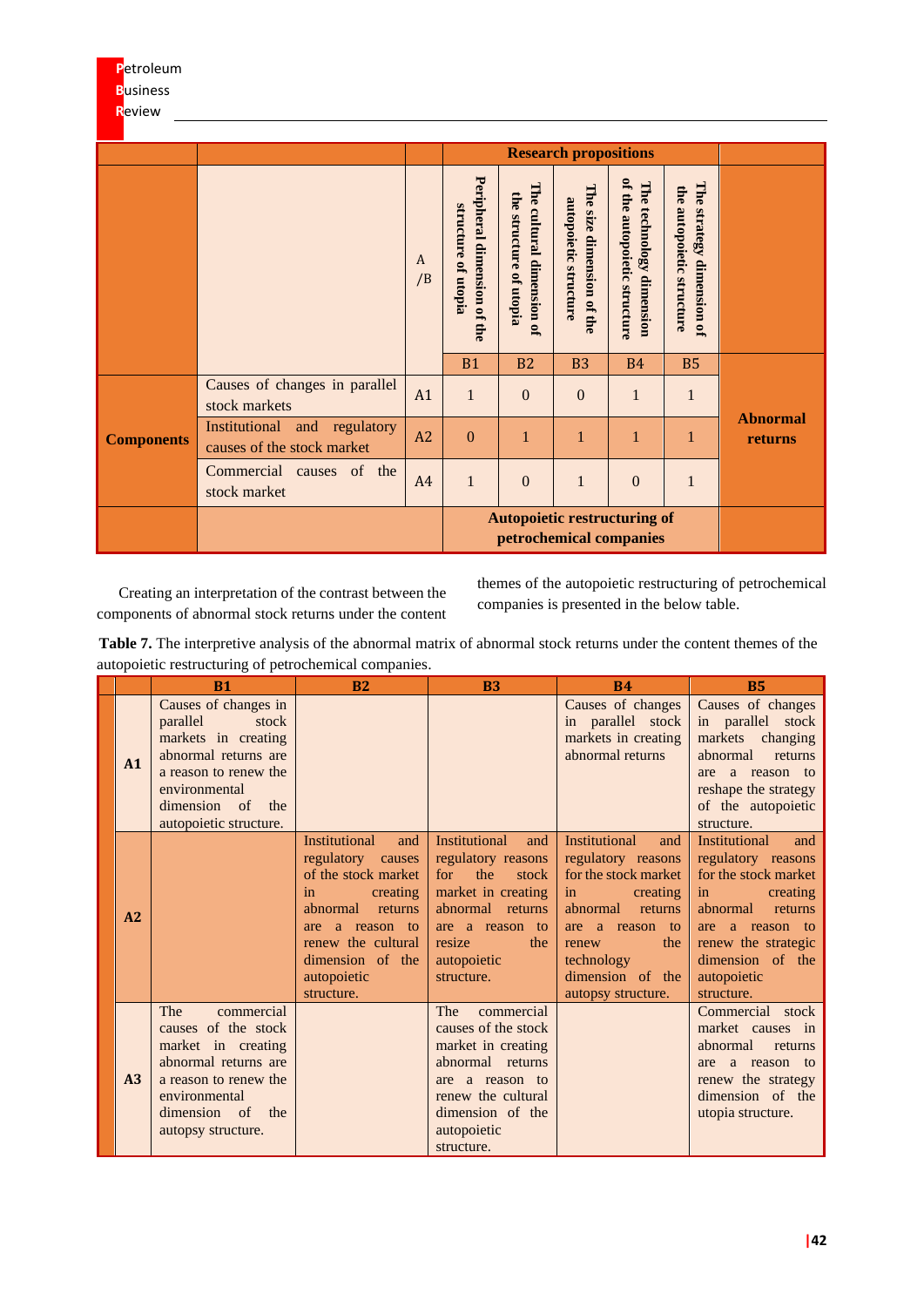| | | | Research propositions | | | | | |
|---|---|---|---|---|---|---|---|---|
| | | A /B | Peripheral dimension of the structure of utopia | The cultural dimension of the structure of utopia | The size dimension of the autopoietic structure | The technology dimension of the autopoietic structure | The strategy dimension of the autopoietic structure | |
| | | | B1 | B2 | B3 | B4 | B5 | |
| **Components** | Causes of changes in parallel stock markets | A1 | 1 | 0 | 0 | 1 | 1 | **Abnormal returns** |
| | Institutional and regulatory causes of the stock market | A2 | 0 | 1 | 1 | 1 | 1 | |
| | Commercial causes of the stock market | A4 | 1 | 0 | 1 | 0 | 1 | |
| | | | **Autopoietic restructuring of petrochemical companies** | | | | | |

Creating an interpretation of the contrast between the components of abnormal stock returns under the content themes of the autopoietic restructuring of petrochemical companies is presented in the below table.

**Table 7.** The interpretive analysis of the abnormal matrix of abnormal stock returns under the content themes of the autopoietic restructuring of petrochemical companies.

| | B1 | B2 | B3 | B4 | B5 |
|---|---|---|---|---|---|
| **A1** | Causes of changes in parallel stock markets in creating abnormal returns are a reason to renew the environmental dimension of the autopoietic structure. | | | Causes of changes in parallel stock markets in creating abnormal returns | Causes of changes in parallel stock markets changing abnormal returns are a reason to reshape the strategy of the autopoietic structure. |
| **A2** | | Institutional and regulatory causes of the stock market in creating abnormal returns are a reason to renew the cultural dimension of the autopoietic structure. | Institutional and regulatory reasons for the stock market in creating abnormal returns are a reason to resize the autopoietic structure. | Institutional and regulatory reasons for the stock market in creating abnormal returns are a reason to renew the technology dimension of the autopsy structure. | Institutional and regulatory reasons for the stock market in creating abnormal returns are a reason to renew the strategic dimension of the autopoietic structure. |
| **A3** | The commercial causes of the stock market in creating abnormal returns are a reason to renew the environmental dimension of the autopsy structure. | | The commercial causes of the stock market in creating abnormal returns are a reason to renew the cultural dimension of the autopoietic structure. | | Commercial stock market causes in abnormal returns are a reason to renew the strategy dimension of the utopia structure. |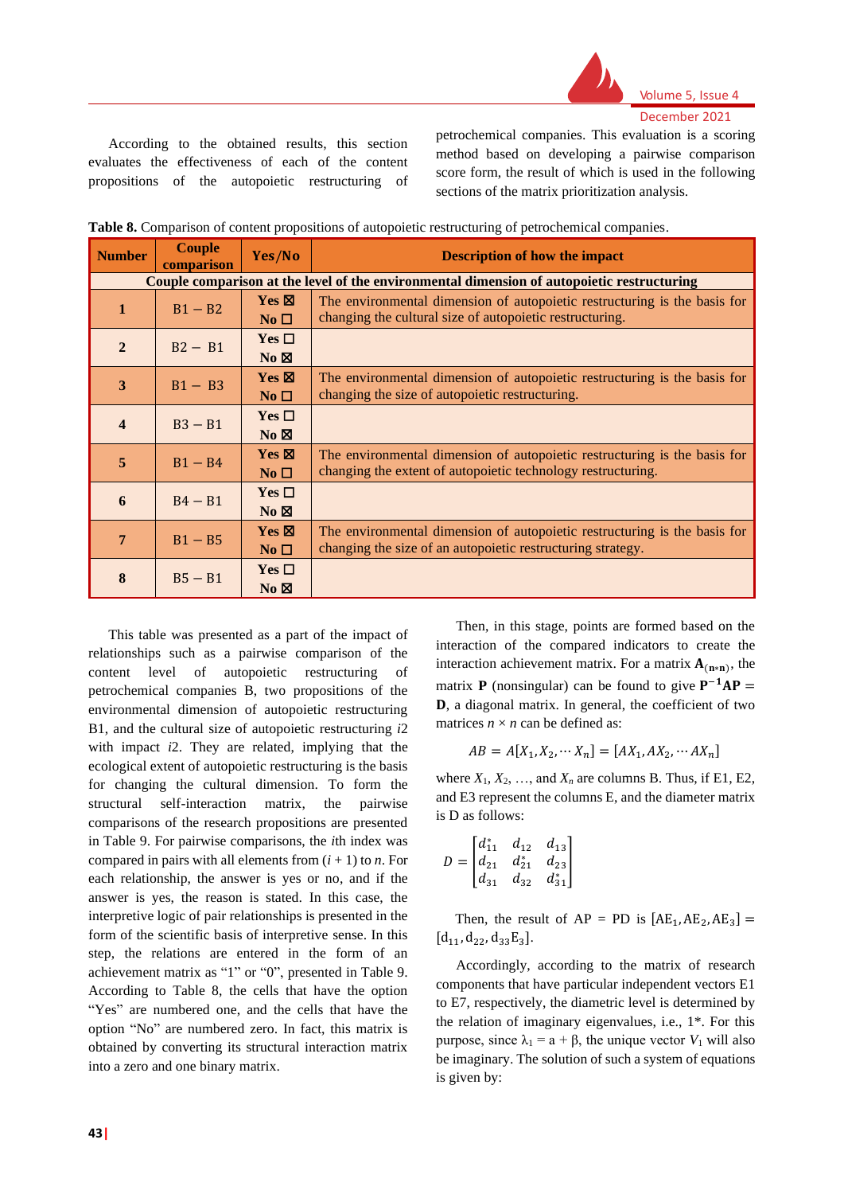According to the obtained results, this section evaluates the effectiveness of each of the content propositions of the autopoietic restructuring of petrochemical companies. This evaluation is a scoring method based on developing a pairwise comparison score form, the result of which is used in the following sections of the matrix prioritization analysis.

**Table 8.** Comparison of content propositions of autopoietic restructuring of petrochemical companies.

| Number | Couple comparison | Yes/No | Description of how the impact |
|---|---|---|---|
| **Couple comparison at the level of the environmental dimension of autopoietic restructuring** | | | |
| 1 | B1 – B2 | Yes ☒ No ☐ | The environmental dimension of autopoietic restructuring is the basis for changing the cultural size of autopoietic restructuring. |
| 2 | B2 – B1 | Yes ☐ No ☒ | |
| 3 | B1 – B3 | Yes ☒ No ☐ | The environmental dimension of autopoietic restructuring is the basis for changing the size of autopoietic restructuring. |
| 4 | B3 – B1 | Yes ☐ No ☒ | |
| 5 | B1 – B4 | Yes ☒ No ☐ | The environmental dimension of autopoietic restructuring is the basis for changing the extent of autopoietic technology restructuring. |
| 6 | B4 – B1 | Yes ☐ No ☒ | |
| 7 | B1 – B5 | Yes ☒ No ☐ | The environmental dimension of autopoietic restructuring is the basis for changing the size of an autopoietic restructuring strategy. |
| 8 | B5 – B1 | Yes ☐ No ☒ | |

This table was presented as a part of the impact of relationships such as a pairwise comparison of the content level of autopoietic restructuring of petrochemical companies B, two propositions of the environmental dimension of autopoietic restructuring B1, and the cultural size of autopoietic restructuring *i*2 with impact *i*2. They are related, implying that the ecological extent of autopoietic restructuring is the basis for changing the cultural dimension. To form the structural self-interaction matrix, the pairwise comparisons of the research propositions are presented in Table 9. For pairwise comparisons, the *i*th index was compared in pairs with all elements from $(i + 1)$ to $n$. For each relationship, the answer is yes or no, and if the answer is yes, the reason is stated. In this case, the interpretive logic of pair relationships is presented in the form of the scientific basis of interpretive sense. In this step, the relations are entered in the form of an achievement matrix as "1" or "0", presented in Table 9. According to Table 8, the cells that have the option "Yes" are numbered one, and the cells that have the option "No" are numbered zero. In fact, this matrix is obtained by converting its structural interaction matrix into a zero and one binary matrix.

Then, in this stage, points are formed based on the interaction of the compared indicators to create the interaction achievement matrix. For a matrix $\mathbf{A}_{(n*n)}$, the matrix $\mathbf{P}$ (nonsingular) can be found to give $\mathbf{P}^{-1}\mathbf{AP} = \mathbf{D}$, a diagonal matrix. In general, the coefficient of two matrices $n \times n$ can be defined as:

$$AB = A[X_1, X_2, \cdots X_n] = [AX_1, AX_2, \cdots AX_n]$$

where $X_1$, $X_2$, …, and $X_n$ are columns B. Thus, if E1, E2, and E3 represent the columns E, and the diameter matrix is D as follows:

$$D = \begin{bmatrix} d_{11}^{*} & d_{12} & d_{13} \\ d_{21} & d_{21}^{*} & d_{23} \\ d_{31} & d_{32} & d_{31}^{*} \end{bmatrix}$$

Then, the result of AP = PD is $[\mathrm{AE}_1, \mathrm{AE}_2, \mathrm{AE}_3] = [\mathrm{d}_{11}, \mathrm{d}_{22}, \mathrm{d}_{33}\mathrm{E}_3]$.

Accordingly, according to the matrix of research components that have particular independent vectors E1 to E7, respectively, the diametric level is determined by the relation of imaginary eigenvalues, i.e., 1*. For this purpose, since $\lambda_1 = a + \beta$, the unique vector $V_1$ will also be imaginary. The solution of such a system of equations is given by: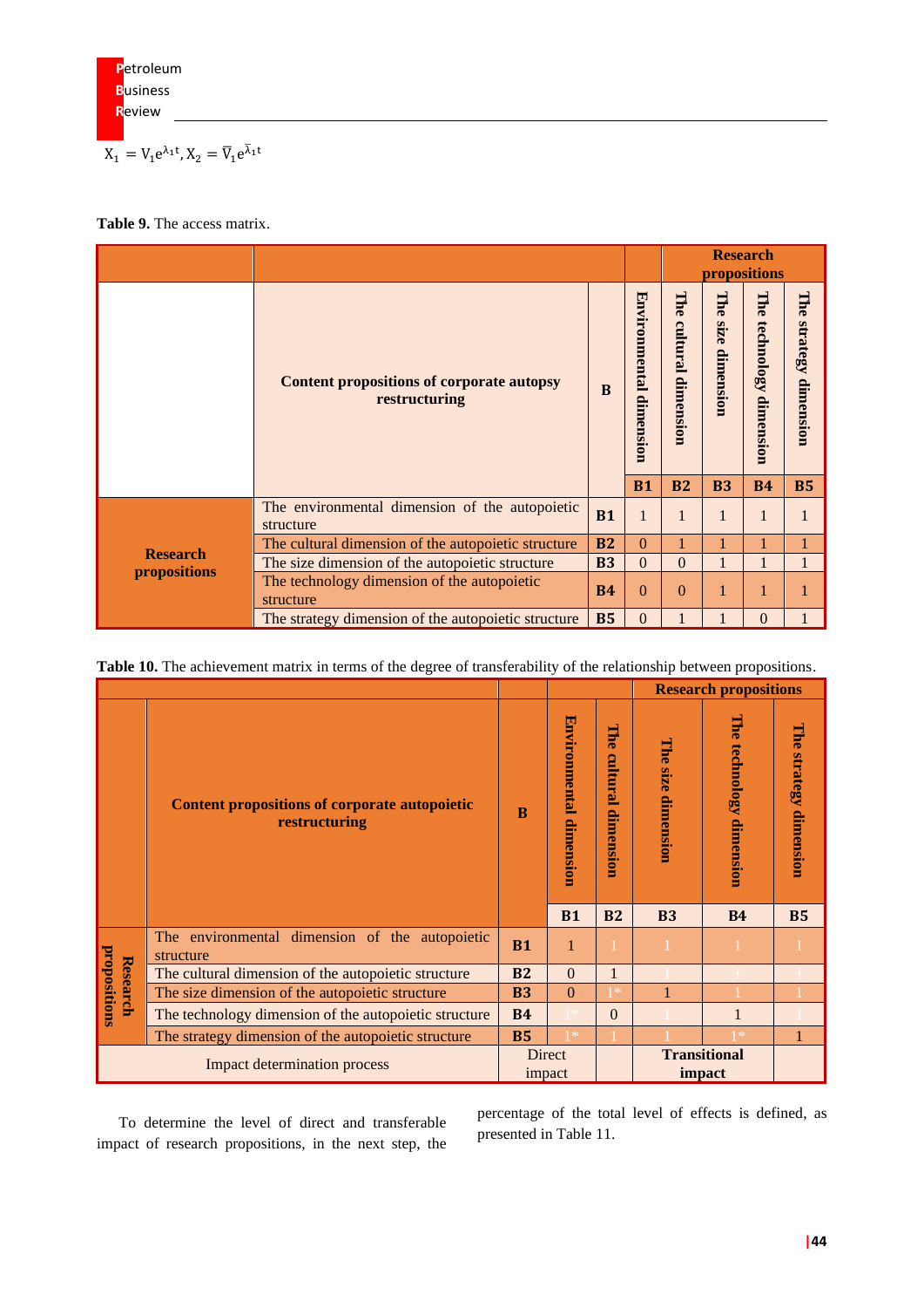$$X_1 = V_1 e^{\lambda_1 t}, X_2 = \overline{V}_1 e^{\overline{\lambda}_1 t}$$

**Table 9.** The access matrix.

| | Content propositions of corporate autopsy restructuring | B | Environmental dimension | The cultural dimension | The size dimension | The technology dimension | The strategy dimension |
|---|---|---|---|---|---|---|---|
| | | | **B1** | **B2** | **B3** | **B4** | **B5** |
| **Research propositions** | The environmental dimension of the autopoietic structure | **B1** | 1 | 1 | 1 | 1 | 1 |
| | The cultural dimension of the autopoietic structure | **B2** | 0 | 1 | 1 | 1 | 1 |
| | The size dimension of the autopoietic structure | **B3** | 0 | 0 | 1 | 1 | 1 |
| | The technology dimension of the autopoietic structure | **B4** | 0 | 0 | 1 | 1 | 1 |
| | The strategy dimension of the autopoietic structure | **B5** | 0 | 1 | 1 | 0 | 1 |

**Table 10.** The achievement matrix in terms of the degree of transferability of the relationship between propositions.

| | Content propositions of corporate autopoietic restructuring | B | Environmental dimension | The cultural dimension | The size dimension | The technology dimension | The strategy dimension |
|---|---|---|---|---|---|---|---|
| | | | **B1** | **B2** | **B3** | **B4** | **B5** |
| **Research propositions** | The environmental dimension of the autopoietic structure | **B1** | 1 | 1 | 1 | 1 | 1 |
| | The cultural dimension of the autopoietic structure | **B2** | 0 | 1 | 1 | 1 | 1 |
| | The size dimension of the autopoietic structure | **B3** | 0 | 1* | 1 | 1 | 1 |
| | The technology dimension of the autopoietic structure | **B4** | 1* | 0 | 1 | 1 | 1 |
| | The strategy dimension of the autopoietic structure | **B5** | 1* | 1 | 1 | 1* | 1 |
| Impact determination process | | | Direct impact | | **Transitional impact** | | |

To determine the level of direct and transferable impact of research propositions, in the next step, the percentage of the total level of effects is defined, as presented in Table 11.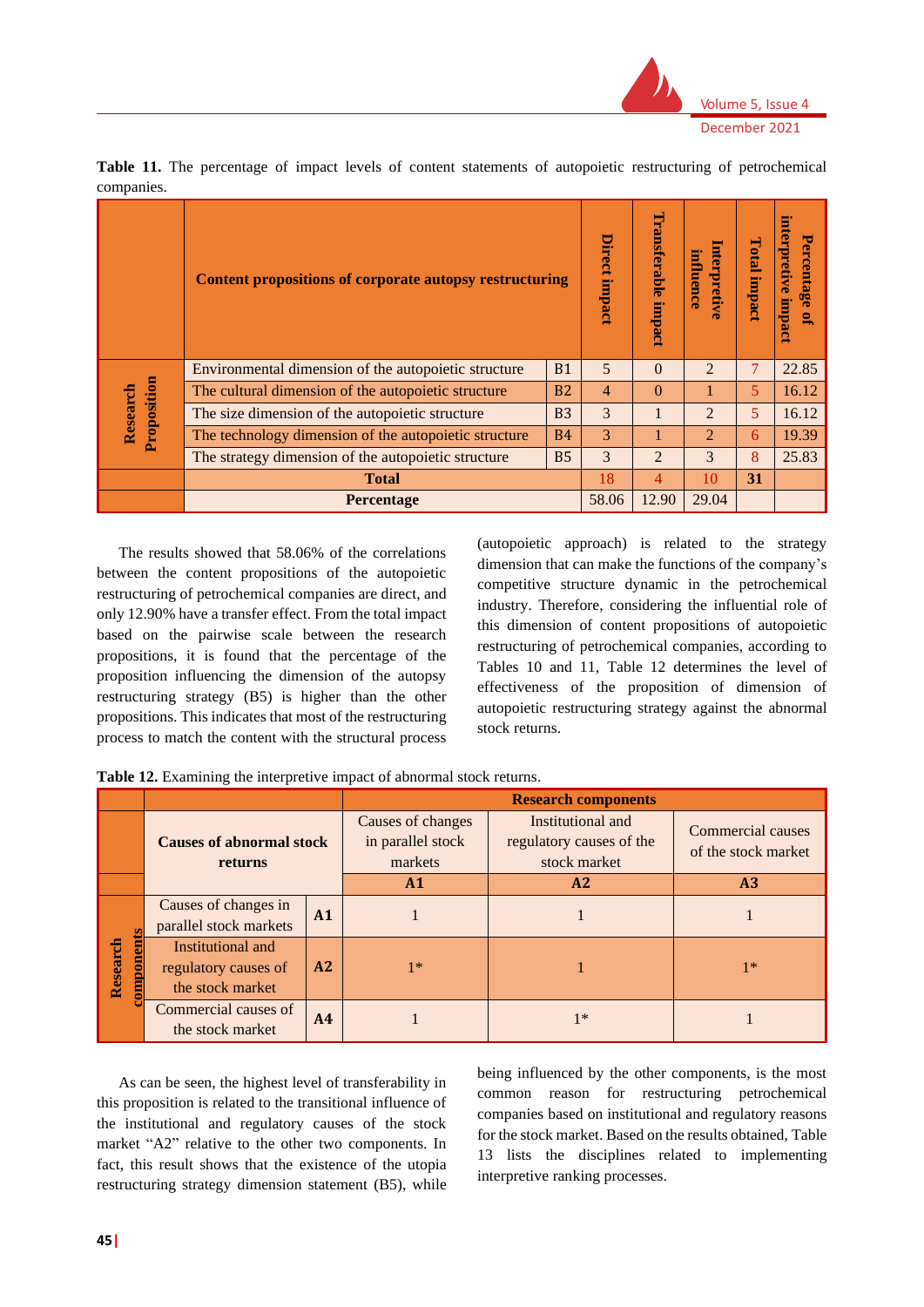**Table 11.** The percentage of impact levels of content statements of autopoietic restructuring of petrochemical companies.

| | Content propositions of corporate autopsy restructuring | | Direct impact | Transferable impact | Interpretive influence | Total impact | Percentage of interpretive impact |
|---|---|---|---|---|---|---|---|
| Research Proposition | Environmental dimension of the autopoietic structure | B1 | 5 | 0 | 2 | 7 | 22.85 |
| | The cultural dimension of the autopoietic structure | B2 | 4 | 0 | 1 | 5 | 16.12 |
| | The size dimension of the autopoietic structure | B3 | 3 | 1 | 2 | 5 | 16.12 |
| | The technology dimension of the autopoietic structure | B4 | 3 | 1 | 2 | 6 | 19.39 |
| | The strategy dimension of the autopoietic structure | B5 | 3 | 2 | 3 | 8 | 25.83 |
| | **Total** | | 18 | 4 | 10 | **31** | |
| | **Percentage** | | 58.06 | 12.90 | 29.04 | | |

The results showed that 58.06% of the correlations between the content propositions of the autopoietic restructuring of petrochemical companies are direct, and only 12.90% have a transfer effect. From the total impact based on the pairwise scale between the research propositions, it is found that the percentage of the proposition influencing the dimension of the autopsy restructuring strategy (B5) is higher than the other propositions. This indicates that most of the restructuring process to match the content with the structural process (autopoietic approach) is related to the strategy dimension that can make the functions of the company's competitive structure dynamic in the petrochemical industry. Therefore, considering the influential role of this dimension of content propositions of autopoietic restructuring of petrochemical companies, according to Tables 10 and 11, Table 12 determines the level of effectiveness of the proposition of dimension of autopoietic restructuring strategy against the abnormal stock returns.

**Table 12.** Examining the interpretive impact of abnormal stock returns.

| | Causes of abnormal stock returns | | Research components: Causes of changes in parallel stock markets | Research components: Institutional and regulatory causes of the stock market | Research components: Commercial causes of the stock market |
|---|---|---|---|---|---|
| | | | **A1** | **A2** | **A3** |
| Research components | Causes of changes in parallel stock markets | **A1** | 1 | 1 | 1 |
| | Institutional and regulatory causes of the stock market | **A2** | 1* | 1 | 1* |
| | Commercial causes of the stock market | **A4** | 1 | 1* | 1 |

As can be seen, the highest level of transferability in this proposition is related to the transitional influence of the institutional and regulatory causes of the stock market "A2" relative to the other two components. In fact, this result shows that the existence of the utopia restructuring strategy dimension statement (B5), while being influenced by the other components, is the most common reason for restructuring petrochemical companies based on institutional and regulatory reasons for the stock market. Based on the results obtained, Table 13 lists the disciplines related to implementing interpretive ranking processes.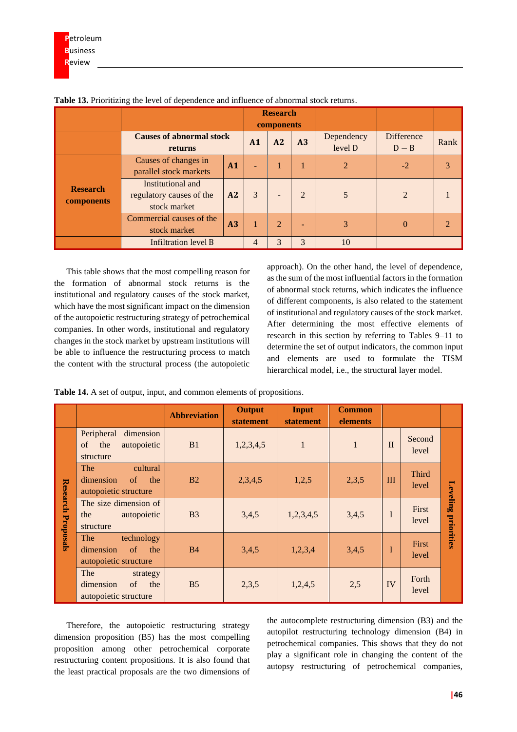**Table 13.** Prioritizing the level of dependence and influence of abnormal stock returns.

| | Causes of abnormal stock returns | | Research components A1 | A2 | A3 | Dependency level D | Difference D − B | Rank |
|---|---|---|---|---|---|---|---|---|
| Research components | Causes of changes in parallel stock markets | A1 | - | 1 | 1 | 2 | -2 | 3 |
| | Institutional and regulatory causes of the stock market | A2 | 3 | - | 2 | 5 | 2 | 1 |
| | Commercial causes of the stock market | A3 | 1 | 2 | - | 3 | 0 | 2 |
| | Infiltration level B | | 4 | 3 | 3 | 10 | | |

This table shows that the most compelling reason for the formation of abnormal stock returns is the institutional and regulatory causes of the stock market, which have the most significant impact on the dimension of the autopoietic restructuring strategy of petrochemical companies. In other words, institutional and regulatory changes in the stock market by upstream institutions will be able to influence the restructuring process to match the content with the structural process (the autopoietic approach). On the other hand, the level of dependence, as the sum of the most influential factors in the formation of abnormal stock returns, which indicates the influence of different components, is also related to the statement of institutional and regulatory causes of the stock market. After determining the most effective elements of research in this section by referring to Tables 9–11 to determine the set of output indicators, the common input and elements are used to formulate the TISM hierarchical model, i.e., the structural layer model.

**Table 14.** A set of output, input, and common elements of propositions.

| | | Abbreviation | Output statement | Input statement | Common elements | | | |
|---|---|---|---|---|---|---|---|---|
| Research Proposals | Peripheral dimension of the autopoietic structure | B1 | 1,2,3,4,5 | 1 | 1 | II | Second level | Leveling priorities |
| | The cultural dimension of the autopoietic structure | B2 | 2,3,4,5 | 1,2,5 | 2,3,5 | III | Third level | |
| | The size dimension of the autopoietic structure | B3 | 3,4,5 | 1,2,3,4,5 | 3,4,5 | I | First level | |
| | The technology dimension of the autopoietic structure | B4 | 3,4,5 | 1,2,3,4 | 3,4,5 | I | First level | |
| | The strategy dimension of the autopoietic structure | B5 | 2,3,5 | 1,2,4,5 | 2,5 | IV | Forth level | |

Therefore, the autopoietic restructuring strategy dimension proposition (B5) has the most compelling proposition among other petrochemical corporate restructuring content propositions. It is also found that the least practical proposals are the two dimensions of the autocomplete restructuring dimension (B3) and the autopilot restructuring technology dimension (B4) in petrochemical companies. This shows that they do not play a significant role in changing the content of the autopsy restructuring of petrochemical companies,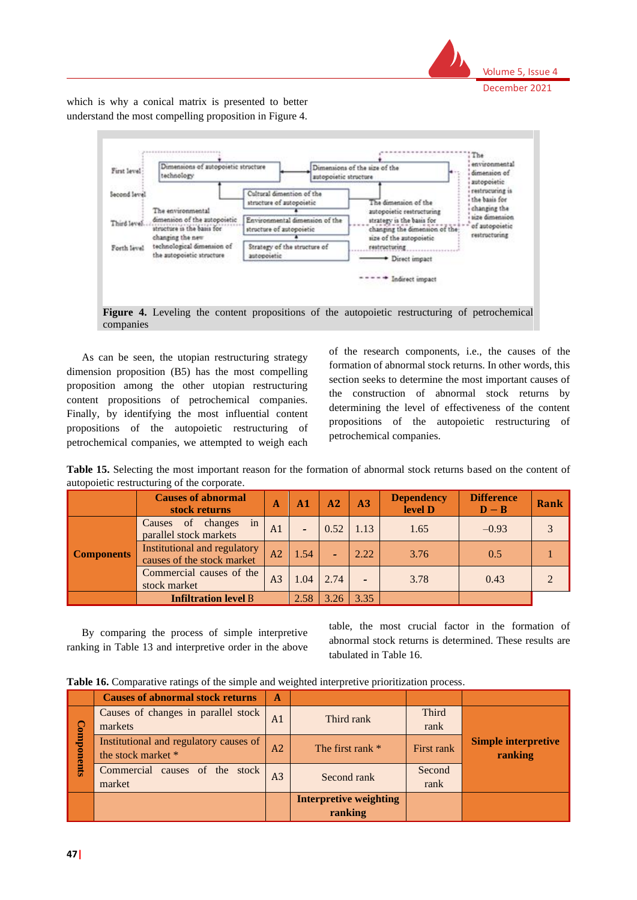which is why a conical matrix is presented to better understand the most compelling proposition in Figure 4.

**Figure 4.** Leveling the content propositions of the autopoietic restructuring of petrochemical companies

As can be seen, the utopian restructuring strategy dimension proposition (B5) has the most compelling proposition among the other utopian restructuring content propositions of petrochemical companies. Finally, by identifying the most influential content propositions of the autopoietic restructuring of petrochemical companies, we attempted to weigh each of the research components, i.e., the causes of the formation of abnormal stock returns. In other words, this section seeks to determine the most important causes of the construction of abnormal stock returns by determining the level of effectiveness of the content propositions of the autopoietic restructuring of petrochemical companies.

**Table 15.** Selecting the most important reason for the formation of abnormal stock returns based on the content of autopoietic restructuring of the corporate.

| | Causes of abnormal stock returns | A | A1 | A2 | A3 | Dependency level D | Difference D − B | Rank |
|---|---|---|---|---|---|---|---|---|
| Components | Causes of changes in parallel stock markets | A1 | - | 0.52 | 1.13 | 1.65 | –0.93 | 3 |
| | Institutional and regulatory causes of the stock market | A2 | 1.54 | - | 2.22 | 3.76 | 0.5 | 1 |
| | Commercial causes of the stock market | A3 | 1.04 | 2.74 | - | 3.78 | 0.43 | 2 |
| | Infiltration level B | | 2.58 | 3.26 | 3.35 | | | |

By comparing the process of simple interpretive ranking in Table 13 and interpretive order in the above table, the most crucial factor in the formation of abnormal stock returns is determined. These results are tabulated in Table 16.

**Table 16.** Comparative ratings of the simple and weighted interpretive prioritization process.

| | Causes of abnormal stock returns | A | | | |
|---|---|---|---|---|---|
| Components | Causes of changes in parallel stock markets | A1 | Third rank | Third rank | Simple interpretive ranking |
| | Institutional and regulatory causes of the stock market * | A2 | The first rank * | First rank | |
| | Commercial causes of the stock market | A3 | Second rank | Second rank | |
| | | | Interpretive weighting ranking | | |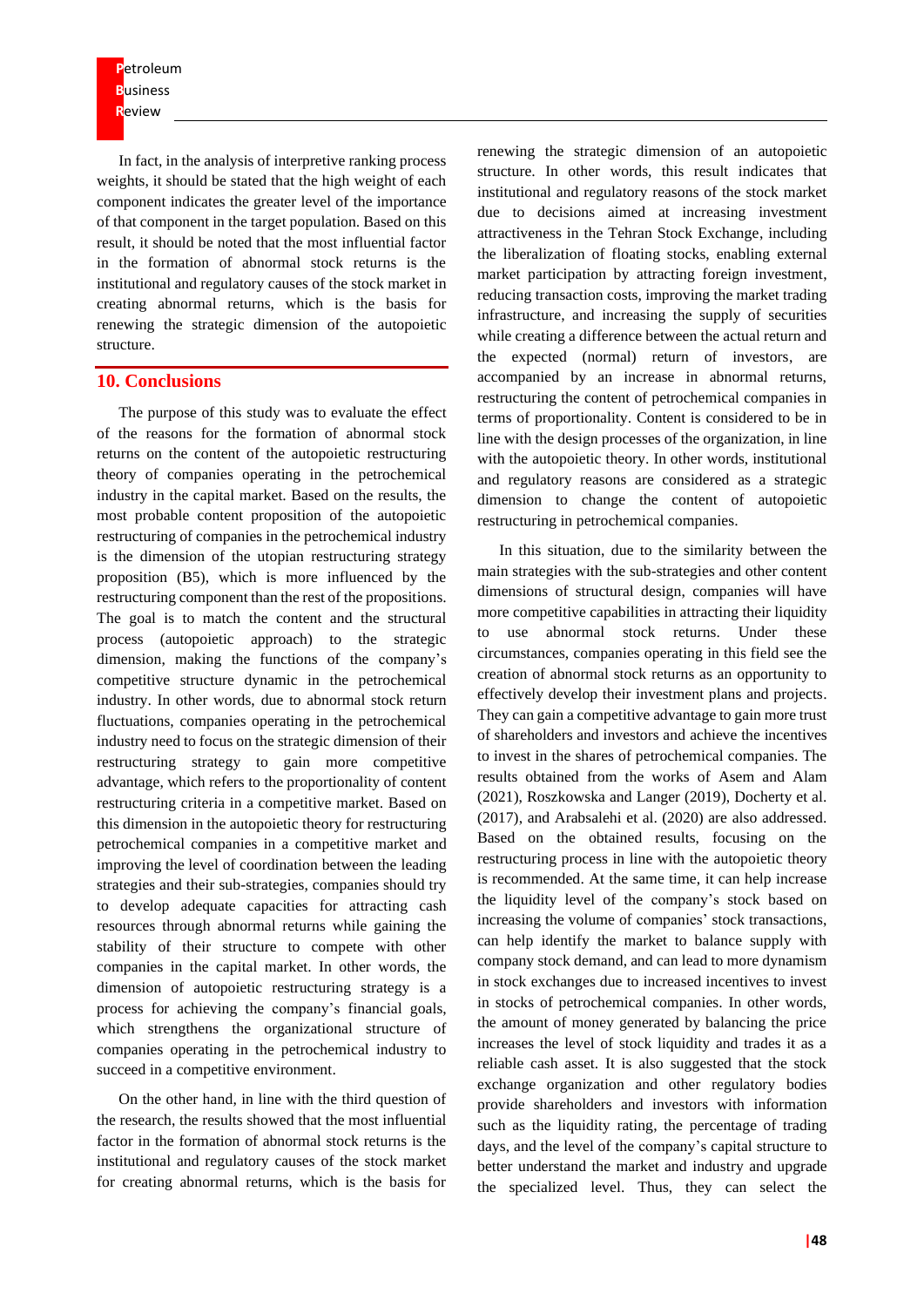In fact, in the analysis of interpretive ranking process weights, it should be stated that the high weight of each component indicates the greater level of the importance of that component in the target population. Based on this result, it should be noted that the most influential factor in the formation of abnormal stock returns is the institutional and regulatory causes of the stock market in creating abnormal returns, which is the basis for renewing the strategic dimension of the autopoietic structure.

## 10. Conclusions

The purpose of this study was to evaluate the effect of the reasons for the formation of abnormal stock returns on the content of the autopoietic restructuring theory of companies operating in the petrochemical industry in the capital market. Based on the results, the most probable content proposition of the autopoietic restructuring of companies in the petrochemical industry is the dimension of the utopian restructuring strategy proposition (B5), which is more influenced by the restructuring component than the rest of the propositions. The goal is to match the content and the structural process (autopoietic approach) to the strategic dimension, making the functions of the company's competitive structure dynamic in the petrochemical industry. In other words, due to abnormal stock return fluctuations, companies operating in the petrochemical industry need to focus on the strategic dimension of their restructuring strategy to gain more competitive advantage, which refers to the proportionality of content restructuring criteria in a competitive market. Based on this dimension in the autopoietic theory for restructuring petrochemical companies in a competitive market and improving the level of coordination between the leading strategies and their sub-strategies, companies should try to develop adequate capacities for attracting cash resources through abnormal returns while gaining the stability of their structure to compete with other companies in the capital market. In other words, the dimension of autopoietic restructuring strategy is a process for achieving the company's financial goals, which strengthens the organizational structure of companies operating in the petrochemical industry to succeed in a competitive environment.

On the other hand, in line with the third question of the research, the results showed that the most influential factor in the formation of abnormal stock returns is the institutional and regulatory causes of the stock market for creating abnormal returns, which is the basis for renewing the strategic dimension of an autopoietic structure. In other words, this result indicates that institutional and regulatory reasons of the stock market due to decisions aimed at increasing investment attractiveness in the Tehran Stock Exchange, including the liberalization of floating stocks, enabling external market participation by attracting foreign investment, reducing transaction costs, improving the market trading infrastructure, and increasing the supply of securities while creating a difference between the actual return and the expected (normal) return of investors, are accompanied by an increase in abnormal returns, restructuring the content of petrochemical companies in terms of proportionality. Content is considered to be in line with the design processes of the organization, in line with the autopoietic theory. In other words, institutional and regulatory reasons are considered as a strategic dimension to change the content of autopoietic restructuring in petrochemical companies.

In this situation, due to the similarity between the main strategies with the sub-strategies and other content dimensions of structural design, companies will have more competitive capabilities in attracting their liquidity to use abnormal stock returns. Under these circumstances, companies operating in this field see the creation of abnormal stock returns as an opportunity to effectively develop their investment plans and projects. They can gain a competitive advantage to gain more trust of shareholders and investors and achieve the incentives to invest in the shares of petrochemical companies. The results obtained from the works of Asem and Alam (2021), Roszkowska and Langer (2019), Docherty et al. (2017), and Arabsalehi et al. (2020) are also addressed. Based on the obtained results, focusing on the restructuring process in line with the autopoietic theory is recommended. At the same time, it can help increase the liquidity level of the company's stock based on increasing the volume of companies' stock transactions, can help identify the market to balance supply with company stock demand, and can lead to more dynamism in stock exchanges due to increased incentives to invest in stocks of petrochemical companies. In other words, the amount of money generated by balancing the price increases the level of stock liquidity and trades it as a reliable cash asset. It is also suggested that the stock exchange organization and other regulatory bodies provide shareholders and investors with information such as the liquidity rating, the percentage of trading days, and the level of the company's capital structure to better understand the market and industry and upgrade the specialized level. Thus, they can select the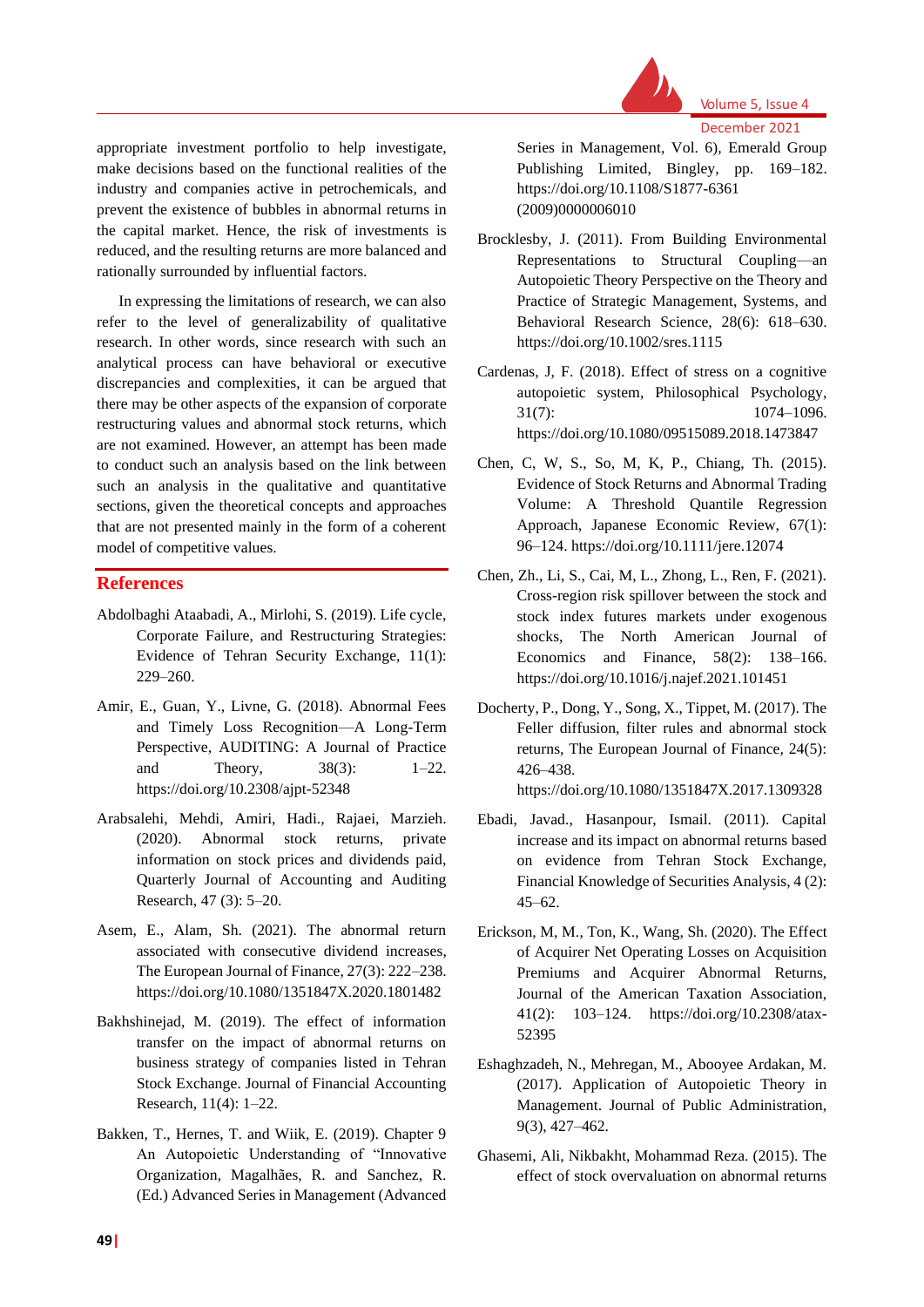appropriate investment portfolio to help investigate, make decisions based on the functional realities of the industry and companies active in petrochemicals, and prevent the existence of bubbles in abnormal returns in the capital market. Hence, the risk of investments is reduced, and the resulting returns are more balanced and rationally surrounded by influential factors.

In expressing the limitations of research, we can also refer to the level of generalizability of qualitative research. In other words, since research with such an analytical process can have behavioral or executive discrepancies and complexities, it can be argued that there may be other aspects of the expansion of corporate restructuring values and abnormal stock returns, which are not examined. However, an attempt has been made to conduct such an analysis based on the link between such an analysis in the qualitative and quantitative sections, given the theoretical concepts and approaches that are not presented mainly in the form of a coherent model of competitive values.

## References

Abdolbaghi Ataabadi, A., Mirlohi, S. (2019). Life cycle, Corporate Failure, and Restructuring Strategies: Evidence of Tehran Security Exchange, 11(1): 229–260.

Amir, E., Guan, Y., Livne, G. (2018). Abnormal Fees and Timely Loss Recognition—A Long-Term Perspective, AUDITING: A Journal of Practice and Theory, 38(3): 1–22. https://doi.org/10.2308/ajpt-52348

Arabsalehi, Mehdi, Amiri, Hadi., Rajaei, Marzieh. (2020). Abnormal stock returns, private information on stock prices and dividends paid, Quarterly Journal of Accounting and Auditing Research, 47 (3): 5–20.

Asem, E., Alam, Sh. (2021). The abnormal return associated with consecutive dividend increases, The European Journal of Finance, 27(3): 222–238. https://doi.org/10.1080/1351847X.2020.1801482

Bakhshinejad, M. (2019). The effect of information transfer on the impact of abnormal returns on business strategy of companies listed in Tehran Stock Exchange. Journal of Financial Accounting Research, 11(4): 1–22.

Bakken, T., Hernes, T. and Wiik, E. (2019). Chapter 9 An Autopoietic Understanding of "Innovative Organization, Magalhães, R. and Sanchez, R. (Ed.) Advanced Series in Management (Advanced Series in Management, Vol. 6), Emerald Group Publishing Limited, Bingley, pp. 169–182. https://doi.org/10.1108/S1877-6361(2009)0000006010

Brocklesby, J. (2011). From Building Environmental Representations to Structural Coupling—an Autopoietic Theory Perspective on the Theory and Practice of Strategic Management, Systems, and Behavioral Research Science, 28(6): 618–630. https://doi.org/10.1002/sres.1115

Cardenas, J, F. (2018). Effect of stress on a cognitive autopoietic system, Philosophical Psychology, 31(7): 1074–1096. https://doi.org/10.1080/09515089.2018.1473847

Chen, C, W, S., So, M, K, P., Chiang, Th. (2015). Evidence of Stock Returns and Abnormal Trading Volume: A Threshold Quantile Regression Approach, Japanese Economic Review, 67(1): 96–124. https://doi.org/10.1111/jere.12074

Chen, Zh., Li, S., Cai, M, L., Zhong, L., Ren, F. (2021). Cross-region risk spillover between the stock and stock index futures markets under exogenous shocks, The North American Journal of Economics and Finance, 58(2): 138–166. https://doi.org/10.1016/j.najef.2021.101451

Docherty, P., Dong, Y., Song, X., Tippet, M. (2017). The Feller diffusion, filter rules and abnormal stock returns, The European Journal of Finance, 24(5): 426–438. https://doi.org/10.1080/1351847X.2017.1309328

Ebadi, Javad., Hasanpour, Ismail. (2011). Capital increase and its impact on abnormal returns based on evidence from Tehran Stock Exchange, Financial Knowledge of Securities Analysis, 4 (2): 45–62.

Erickson, M, M., Ton, K., Wang, Sh. (2020). The Effect of Acquirer Net Operating Losses on Acquisition Premiums and Acquirer Abnormal Returns, Journal of the American Taxation Association, 41(2): 103–124. https://doi.org/10.2308/atax-52395

Eshaghzadeh, N., Mehregan, M., Abooyee Ardakan, M. (2017). Application of Autopoietic Theory in Management. Journal of Public Administration, 9(3), 427–462.

Ghasemi, Ali, Nikbakht, Mohammad Reza. (2015). The effect of stock overvaluation on abnormal returns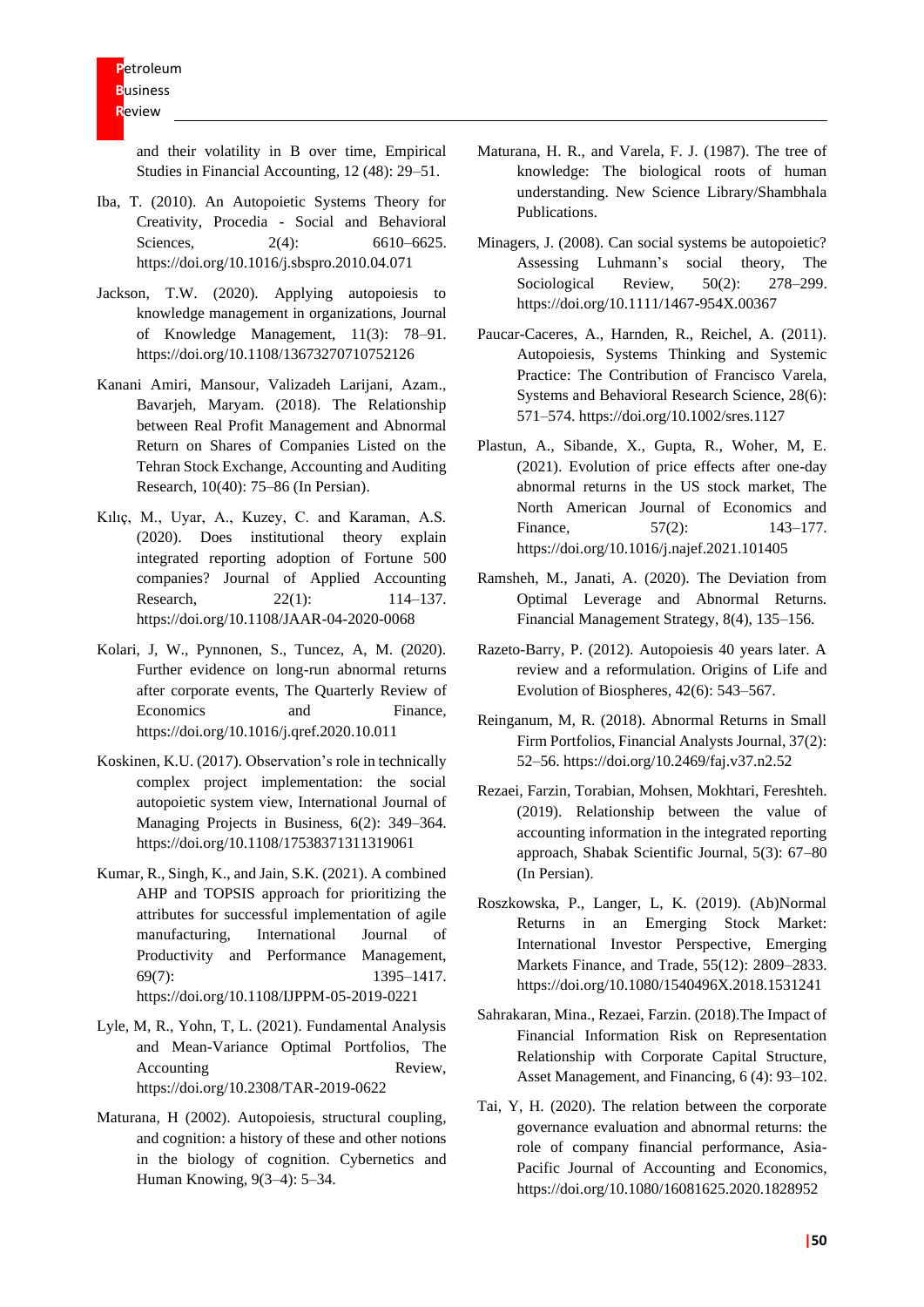and their volatility in B over time, Empirical Studies in Financial Accounting, 12 (48): 29–51.

Iba, T. (2010). An Autopoietic Systems Theory for Creativity, Procedia - Social and Behavioral Sciences, 2(4): 6610–6625. https://doi.org/10.1016/j.sbspro.2010.04.071

Jackson, T.W. (2020). Applying autopoiesis to knowledge management in organizations, Journal of Knowledge Management, 11(3): 78–91. https://doi.org/10.1108/13673270710752126

Kanani Amiri, Mansour, Valizadeh Larijani, Azam., Bavarjeh, Maryam. (2018). The Relationship between Real Profit Management and Abnormal Return on Shares of Companies Listed on the Tehran Stock Exchange, Accounting and Auditing Research, 10(40): 75–86 (In Persian).

Kılıç, M., Uyar, A., Kuzey, C. and Karaman, A.S. (2020). Does institutional theory explain integrated reporting adoption of Fortune 500 companies? Journal of Applied Accounting Research, 22(1): 114–137. https://doi.org/10.1108/JAAR-04-2020-0068

Kolari, J, W., Pynnonen, S., Tuncez, A, M. (2020). Further evidence on long-run abnormal returns after corporate events, The Quarterly Review of Economics and Finance, https://doi.org/10.1016/j.qref.2020.10.011

Koskinen, K.U. (2017). Observation's role in technically complex project implementation: the social autopoietic system view, International Journal of Managing Projects in Business, 6(2): 349–364. https://doi.org/10.1108/17538371311319061

Kumar, R., Singh, K., and Jain, S.K. (2021). A combined AHP and TOPSIS approach for prioritizing the attributes for successful implementation of agile manufacturing, International Journal of Productivity and Performance Management, 69(7): 1395–1417. https://doi.org/10.1108/IJPPM-05-2019-0221

Lyle, M, R., Yohn, T, L. (2021). Fundamental Analysis and Mean-Variance Optimal Portfolios, The Accounting Review, https://doi.org/10.2308/TAR-2019-0622

Maturana, H (2002). Autopoiesis, structural coupling, and cognition: a history of these and other notions in the biology of cognition. Cybernetics and Human Knowing, 9(3–4): 5–34.

Maturana, H. R., and Varela, F. J. (1987). The tree of knowledge: The biological roots of human understanding. New Science Library/Shambhala Publications.

Minagers, J. (2008). Can social systems be autopoietic? Assessing Luhmann's social theory, The Sociological Review, 50(2): 278–299. https://doi.org/10.1111/1467-954X.00367

Paucar-Caceres, A., Harnden, R., Reichel, A. (2011). Autopoiesis, Systems Thinking and Systemic Practice: The Contribution of Francisco Varela, Systems and Behavioral Research Science, 28(6): 571–574. https://doi.org/10.1002/sres.1127

Plastun, A., Sibande, X., Gupta, R., Woher, M, E. (2021). Evolution of price effects after one-day abnormal returns in the US stock market, The North American Journal of Economics and Finance, 57(2): 143–177. https://doi.org/10.1016/j.najef.2021.101405

Ramsheh, M., Janati, A. (2020). The Deviation from Optimal Leverage and Abnormal Returns. Financial Management Strategy, 8(4), 135–156.

Razeto-Barry, P. (2012). Autopoiesis 40 years later. A review and a reformulation. Origins of Life and Evolution of Biospheres, 42(6): 543–567.

Reinganum, M, R. (2018). Abnormal Returns in Small Firm Portfolios, Financial Analysts Journal, 37(2): 52–56. https://doi.org/10.2469/faj.v37.n2.52

Rezaei, Farzin, Torabian, Mohsen, Mokhtari, Fereshteh. (2019). Relationship between the value of accounting information in the integrated reporting approach, Shabak Scientific Journal, 5(3): 67–80 (In Persian).

Roszkowska, P., Langer, L, K. (2019). (Ab)Normal Returns in an Emerging Stock Market: International Investor Perspective, Emerging Markets Finance, and Trade, 55(12): 2809–2833. https://doi.org/10.1080/1540496X.2018.1531241

Sahrakaran, Mina., Rezaei, Farzin. (2018).The Impact of Financial Information Risk on Representation Relationship with Corporate Capital Structure, Asset Management, and Financing, 6 (4): 93–102.

Tai, Y, H. (2020). The relation between the corporate governance evaluation and abnormal returns: the role of company financial performance, Asia-Pacific Journal of Accounting and Economics, https://doi.org/10.1080/16081625.2020.1828952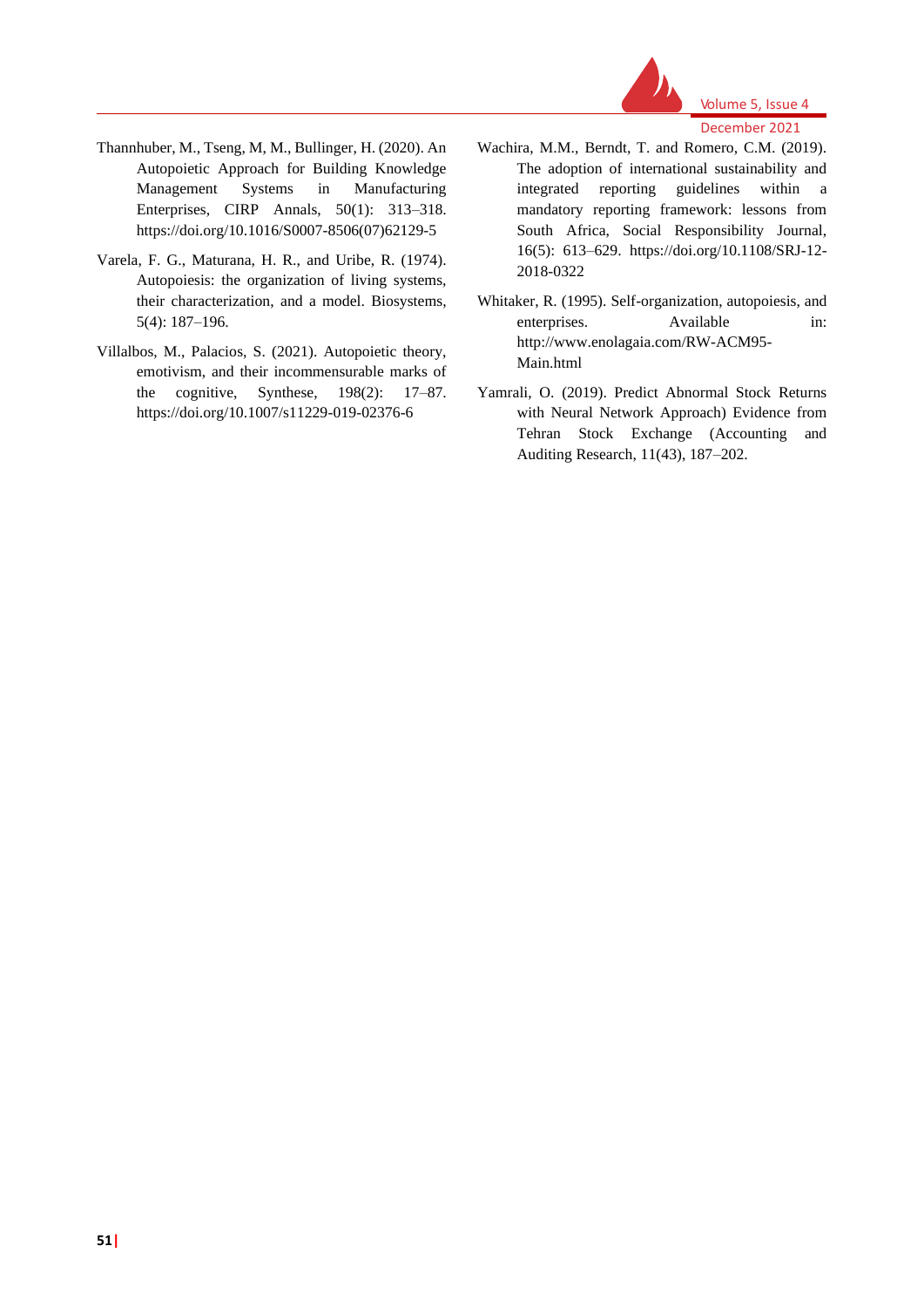Thannhuber, M., Tseng, M, M., Bullinger, H. (2020). An Autopoietic Approach for Building Knowledge Management Systems in Manufacturing Enterprises, CIRP Annals, 50(1): 313–318. https://doi.org/10.1016/S0007-8506(07)62129-5

Varela, F. G., Maturana, H. R., and Uribe, R. (1974). Autopoiesis: the organization of living systems, their characterization, and a model. Biosystems, 5(4): 187–196.

Villalbos, M., Palacios, S. (2021). Autopoietic theory, emotivism, and their incommensurable marks of the cognitive, Synthese, 198(2): 17–87. https://doi.org/10.1007/s11229-019-02376-6

Wachira, M.M., Berndt, T. and Romero, C.M. (2019). The adoption of international sustainability and integrated reporting guidelines within a mandatory reporting framework: lessons from South Africa, Social Responsibility Journal, 16(5): 613–629. https://doi.org/10.1108/SRJ-12-2018-0322

Whitaker, R. (1995). Self-organization, autopoiesis, and enterprises. Available in: http://www.enolagaia.com/RW-ACM95-Main.html

Yamrali, O. (2019). Predict Abnormal Stock Returns with Neural Network Approach) Evidence from Tehran Stock Exchange (Accounting and Auditing Research, 11(43), 187–202.